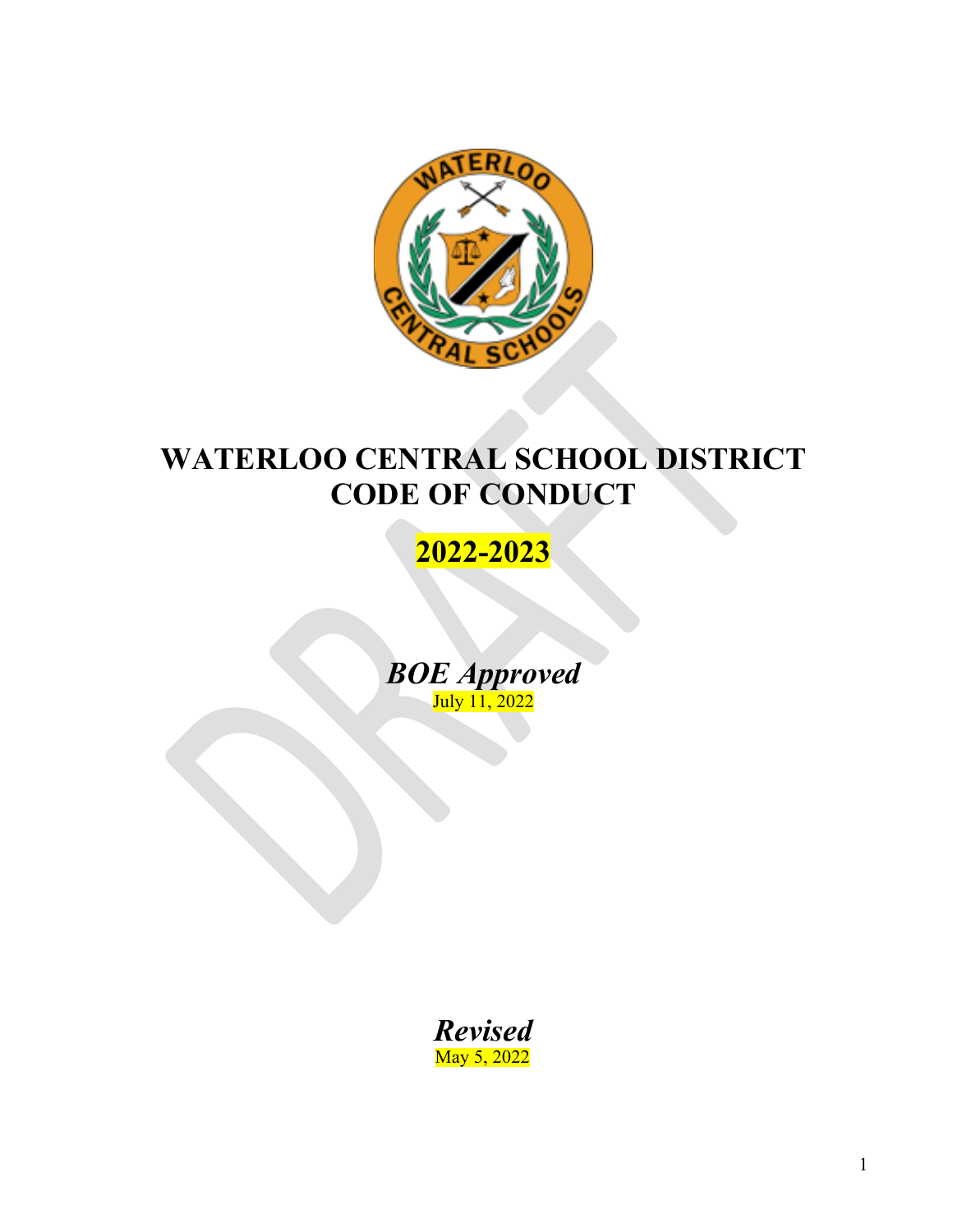# WATERLOO CENTRAL SCHOOL DISTRICT CODE OF CONDUCT

## 2022-2023

***BOE Approved***

July 11, 2022

***Revised***

May 5, 2022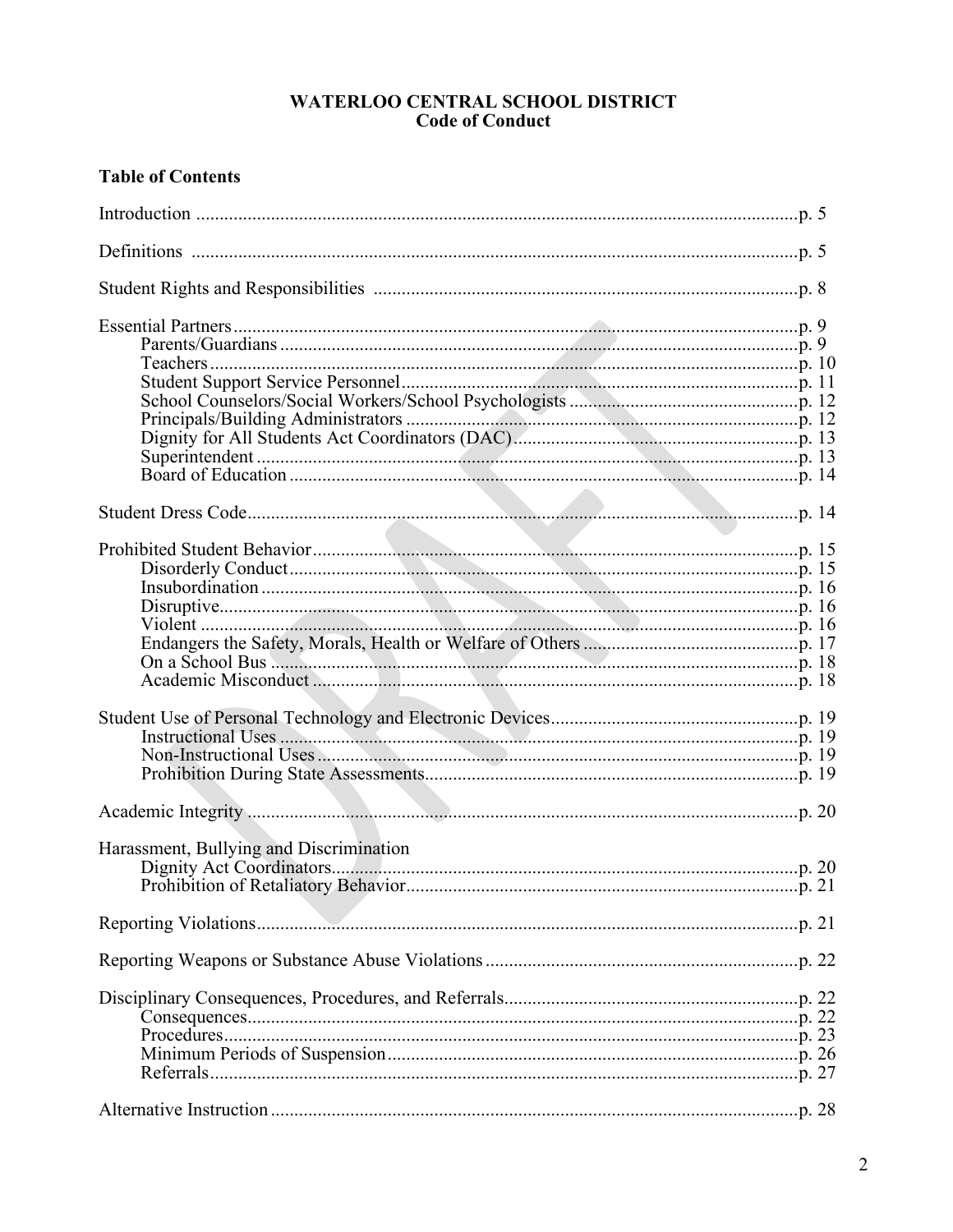# WATERLOO CENTRAL SCHOOL DISTRICT
## Code of Conduct

**Table of Contents**

Introduction .......... p. 5

Definitions .......... p. 5

Student Rights and Responsibilities .......... p. 8

Essential Partners .......... p. 9
- Parents/Guardians .......... p. 9
- Teachers .......... p. 10
- Student Support Service Personnel .......... p. 11
- School Counselors/Social Workers/School Psychologists .......... p. 12
- Principals/Building Administrators .......... p. 12
- Dignity for All Students Act Coordinators (DAC) .......... p. 13
- Superintendent .......... p. 13
- Board of Education .......... p. 14

Student Dress Code .......... p. 14

Prohibited Student Behavior .......... p. 15
- Disorderly Conduct .......... p. 15
- Insubordination .......... p. 16
- Disruptive .......... p. 16
- Violent .......... p. 16
- Endangers the Safety, Morals, Health or Welfare of Others .......... p. 17
- On a School Bus .......... p. 18
- Academic Misconduct .......... p. 18

Student Use of Personal Technology and Electronic Devices .......... p. 19
- Instructional Uses .......... p. 19
- Non-Instructional Uses .......... p. 19
- Prohibition During State Assessments .......... p. 19

Academic Integrity .......... p. 20

Harassment, Bullying and Discrimination
- Dignity Act Coordinators .......... p. 20
- Prohibition of Retaliatory Behavior .......... p. 21

Reporting Violations .......... p. 21

Reporting Weapons or Substance Abuse Violations .......... p. 22

Disciplinary Consequences, Procedures, and Referrals .......... p. 22
- Consequences .......... p. 22
- Procedures .......... p. 23
- Minimum Periods of Suspension .......... p. 26
- Referrals .......... p. 27

Alternative Instruction .......... p. 28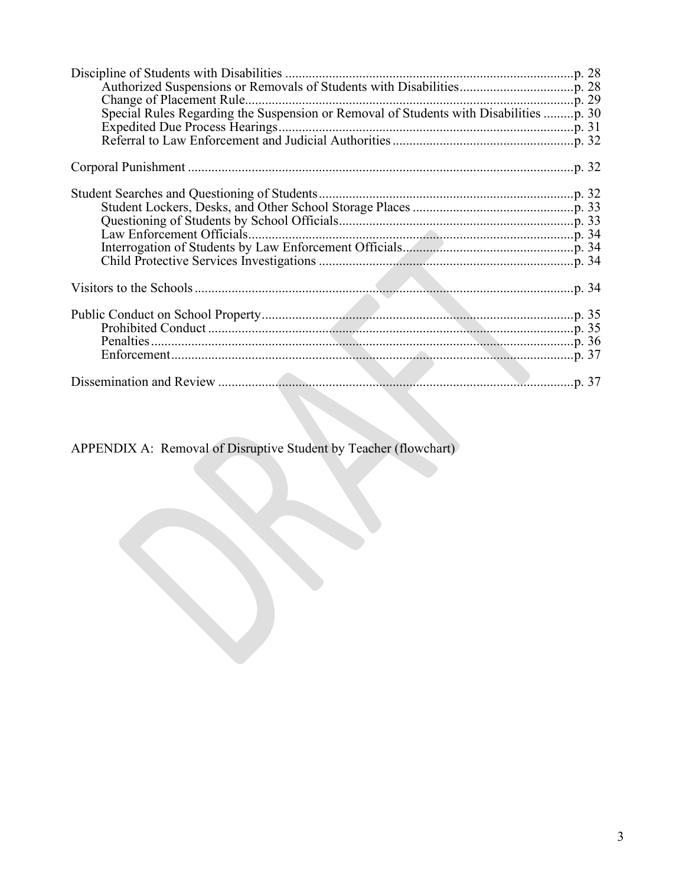Discipline of Students with Disabilities ...................................................................................p. 28
- Authorized Suspensions or Removals of Students with Disabilities.................................p. 28
- Change of Placement Rule.................................................................................................p. 29
- Special Rules Regarding the Suspension or Removal of Students with Disabilities .........p. 30
- Expedited Due Process Hearings........................................................................................p. 31
- Referral to Law Enforcement and Judicial Authorities......................................................p. 32

Corporal Punishment ..................................................................................................................p. 32

Student Searches and Questioning of Students...........................................................................p. 32
- Student Lockers, Desks, and Other School Storage Places ................................................p. 33
- Questioning of Students by School Officials.....................................................................p. 33
- Law Enforcement Officials................................................................................................p. 34
- Interrogation of Students by Law Enforcement Officials..................................................p. 34
- Child Protective Services Investigations ...........................................................................p. 34

Visitors to the Schools ................................................................................................................p. 34

Public Conduct on School Property............................................................................................p. 35
- Prohibited Conduct .............................................................................................................p. 35
- Penalties..............................................................................................................................p. 36
- Enforcement........................................................................................................................p. 37

Dissemination and Review .........................................................................................................p. 37

APPENDIX A: Removal of Disruptive Student by Teacher (flowchart)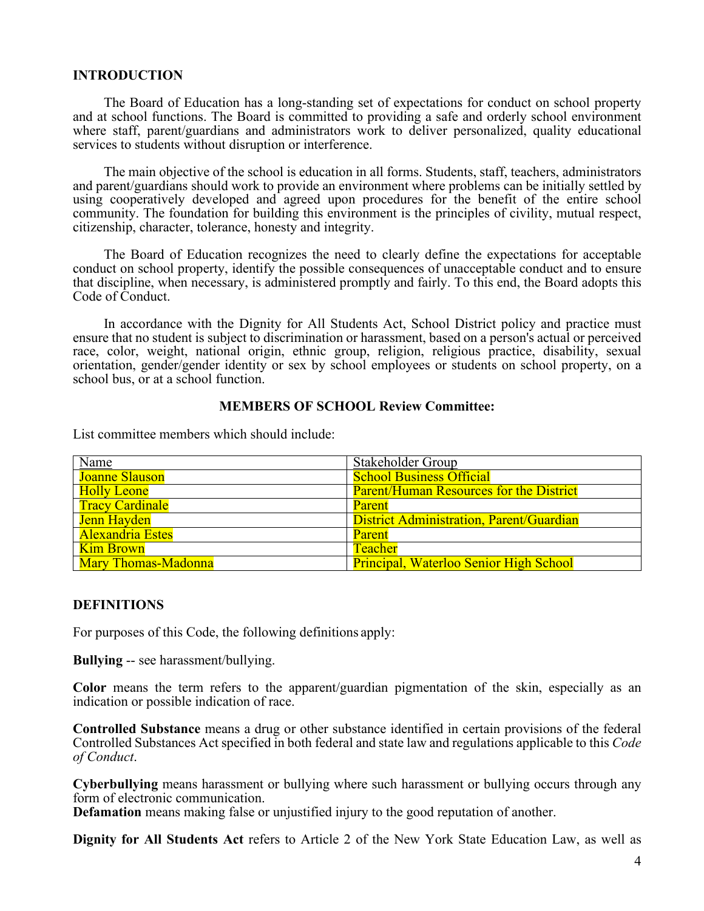## INTRODUCTION

The Board of Education has a long-standing set of expectations for conduct on school property and at school functions. The Board is committed to providing a safe and orderly school environment where staff, parent/guardians and administrators work to deliver personalized, quality educational services to students without disruption or interference.

The main objective of the school is education in all forms. Students, staff, teachers, administrators and parent/guardians should work to provide an environment where problems can be initially settled by using cooperatively developed and agreed upon procedures for the benefit of the entire school community. The foundation for building this environment is the principles of civility, mutual respect, citizenship, character, tolerance, honesty and integrity.

The Board of Education recognizes the need to clearly define the expectations for acceptable conduct on school property, identify the possible consequences of unacceptable conduct and to ensure that discipline, when necessary, is administered promptly and fairly. To this end, the Board adopts this Code of Conduct.

In accordance with the Dignity for All Students Act, School District policy and practice must ensure that no student is subject to discrimination or harassment, based on a person's actual or perceived race, color, weight, national origin, ethnic group, religion, religious practice, disability, sexual orientation, gender/gender identity or sex by school employees or students on school property, on a school bus, or at a school function.

### MEMBERS OF SCHOOL Review Committee:

List committee members which should include:

| Name | Stakeholder Group |
|---|---|
| Joanne Slauson | School Business Official |
| Holly Leone | Parent/Human Resources for the District |
| Tracy Cardinale | Parent |
| Jenn Hayden | District Administration, Parent/Guardian |
| Alexandria Estes | Parent |
| Kim Brown | Teacher |
| Mary Thomas-Madonna | Principal, Waterloo Senior High School |

## DEFINITIONS

For purposes of this Code, the following definitions apply:

**Bullying** -- see harassment/bullying.

**Color** means the term refers to the apparent/guardian pigmentation of the skin, especially as an indication or possible indication of race.

**Controlled Substance** means a drug or other substance identified in certain provisions of the federal Controlled Substances Act specified in both federal and state law and regulations applicable to this *Code of Conduct*.

**Cyberbullying** means harassment or bullying where such harassment or bullying occurs through any form of electronic communication.

**Defamation** means making false or unjustified injury to the good reputation of another.

**Dignity for All Students Act** refers to Article 2 of the New York State Education Law, as well as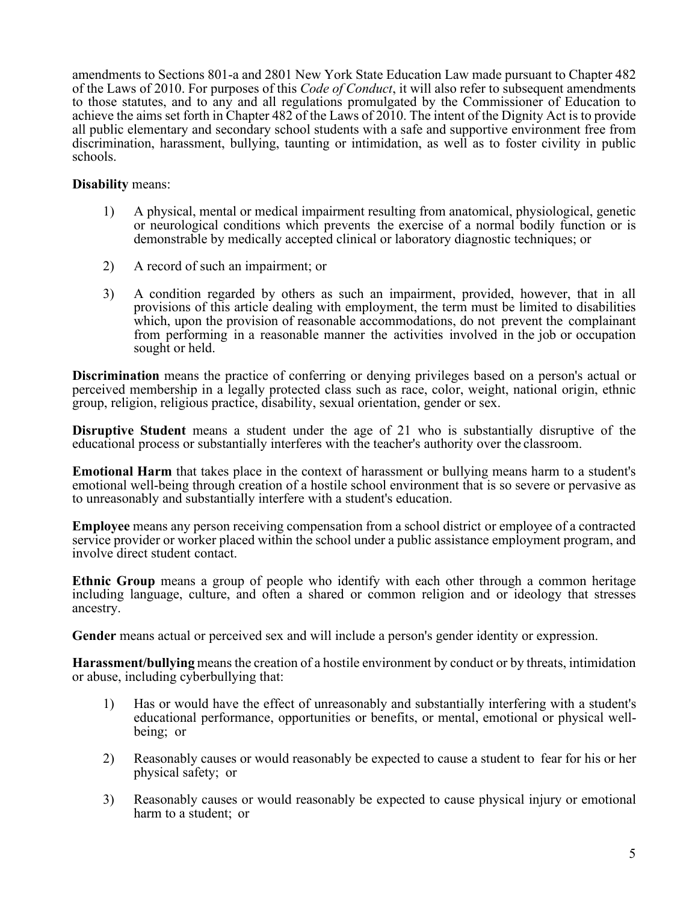amendments to Sections 801-a and 2801 New York State Education Law made pursuant to Chapter 482 of the Laws of 2010. For purposes of this *Code of Conduct*, it will also refer to subsequent amendments to those statutes, and to any and all regulations promulgated by the Commissioner of Education to achieve the aims set forth in Chapter 482 of the Laws of 2010. The intent of the Dignity Act is to provide all public elementary and secondary school students with a safe and supportive environment free from discrimination, harassment, bullying, taunting or intimidation, as well as to foster civility in public schools.

**Disability** means:

1) A physical, mental or medical impairment resulting from anatomical, physiological, genetic or neurological conditions which prevents the exercise of a normal bodily function or is demonstrable by medically accepted clinical or laboratory diagnostic techniques; or

2) A record of such an impairment; or

3) A condition regarded by others as such an impairment, provided, however, that in all provisions of this article dealing with employment, the term must be limited to disabilities which, upon the provision of reasonable accommodations, do not prevent the complainant from performing in a reasonable manner the activities involved in the job or occupation sought or held.

**Discrimination** means the practice of conferring or denying privileges based on a person's actual or perceived membership in a legally protected class such as race, color, weight, national origin, ethnic group, religion, religious practice, disability, sexual orientation, gender or sex.

**Disruptive Student** means a student under the age of 21 who is substantially disruptive of the educational process or substantially interferes with the teacher's authority over the classroom.

**Emotional Harm** that takes place in the context of harassment or bullying means harm to a student's emotional well-being through creation of a hostile school environment that is so severe or pervasive as to unreasonably and substantially interfere with a student's education.

**Employee** means any person receiving compensation from a school district or employee of a contracted service provider or worker placed within the school under a public assistance employment program, and involve direct student contact.

**Ethnic Group** means a group of people who identify with each other through a common heritage including language, culture, and often a shared or common religion and or ideology that stresses ancestry.

**Gender** means actual or perceived sex and will include a person's gender identity or expression.

**Harassment/bullying** means the creation of a hostile environment by conduct or by threats, intimidation or abuse, including cyberbullying that:

1) Has or would have the effect of unreasonably and substantially interfering with a student's educational performance, opportunities or benefits, or mental, emotional or physical well-being; or

2) Reasonably causes or would reasonably be expected to cause a student to fear for his or her physical safety; or

3) Reasonably causes or would reasonably be expected to cause physical injury or emotional harm to a student; or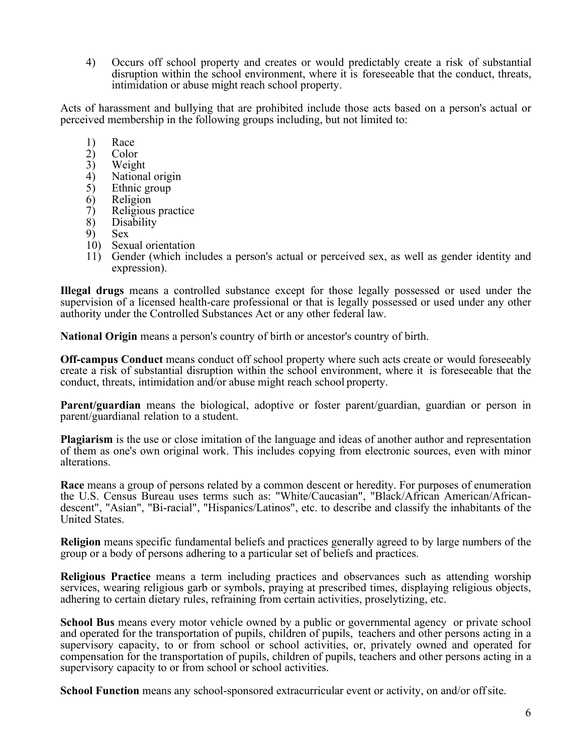4) Occurs off school property and creates or would predictably create a risk of substantial disruption within the school environment, where it is foreseeable that the conduct, threats, intimidation or abuse might reach school property.

Acts of harassment and bullying that are prohibited include those acts based on a person's actual or perceived membership in the following groups including, but not limited to:

1) Race
2) Color
3) Weight
4) National origin
5) Ethnic group
6) Religion
7) Religious practice
8) Disability
9) Sex
10) Sexual orientation
11) Gender (which includes a person's actual or perceived sex, as well as gender identity and expression).

**Illegal drugs** means a controlled substance except for those legally possessed or used under the supervision of a licensed health-care professional or that is legally possessed or used under any other authority under the Controlled Substances Act or any other federal law.

**National Origin** means a person's country of birth or ancestor's country of birth.

**Off-campus Conduct** means conduct off school property where such acts create or would foreseeably create a risk of substantial disruption within the school environment, where it is foreseeable that the conduct, threats, intimidation and/or abuse might reach school property.

**Parent/guardian** means the biological, adoptive or foster parent/guardian, guardian or person in parent/guardianal relation to a student.

**Plagiarism** is the use or close imitation of the language and ideas of another author and representation of them as one's own original work. This includes copying from electronic sources, even with minor alterations.

**Race** means a group of persons related by a common descent or heredity. For purposes of enumeration the U.S. Census Bureau uses terms such as: "White/Caucasian", "Black/African American/African-descent", "Asian", "Bi-racial", "Hispanics/Latinos", etc. to describe and classify the inhabitants of the United States.

**Religion** means specific fundamental beliefs and practices generally agreed to by large numbers of the group or a body of persons adhering to a particular set of beliefs and practices.

**Religious Practice** means a term including practices and observances such as attending worship services, wearing religious garb or symbols, praying at prescribed times, displaying religious objects, adhering to certain dietary rules, refraining from certain activities, proselytizing, etc.

**School Bus** means every motor vehicle owned by a public or governmental agency or private school and operated for the transportation of pupils, children of pupils, teachers and other persons acting in a supervisory capacity, to or from school or school activities, or, privately owned and operated for compensation for the transportation of pupils, children of pupils, teachers and other persons acting in a supervisory capacity to or from school or school activities.

**School Function** means any school-sponsored extracurricular event or activity, on and/or off site.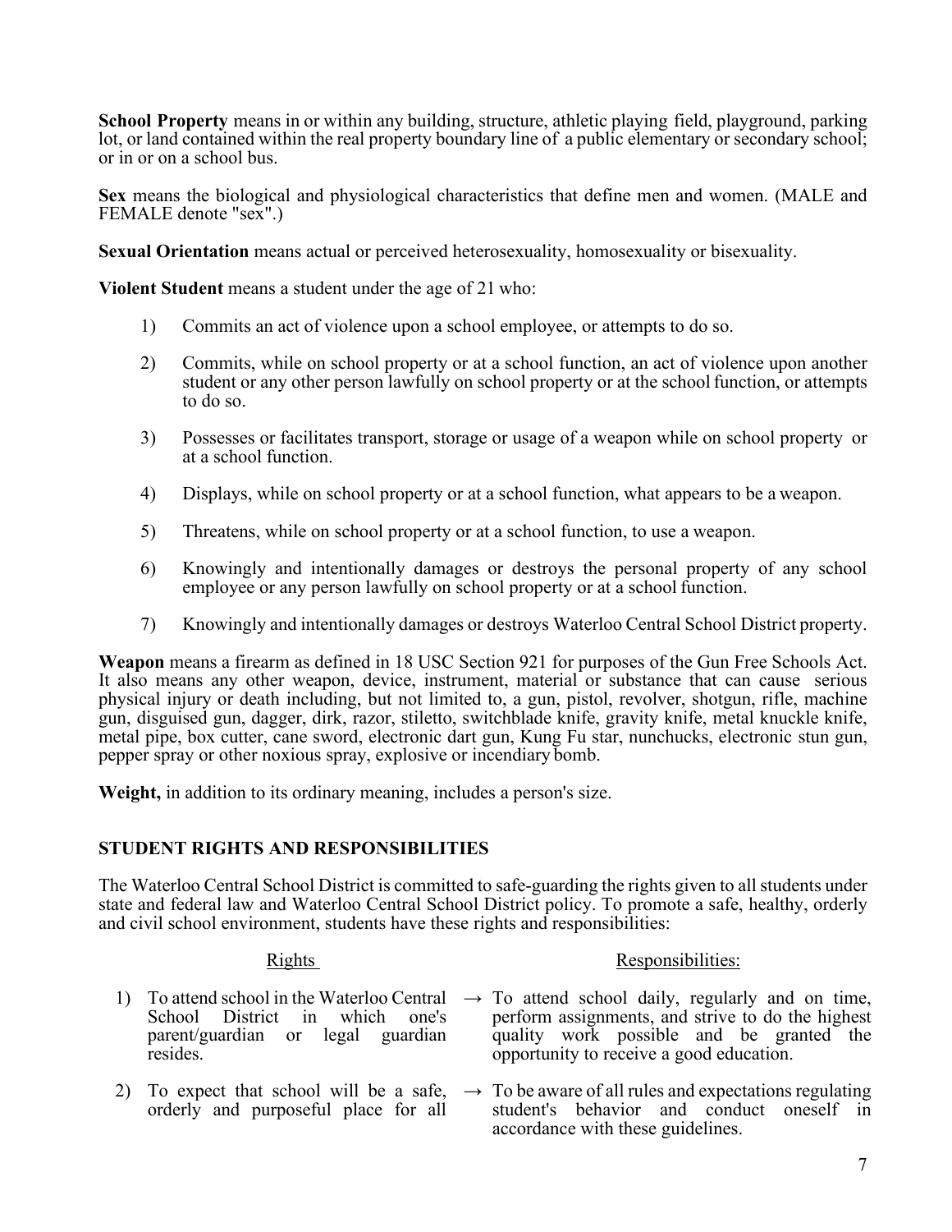**School Property** means in or within any building, structure, athletic playing field, playground, parking lot, or land contained within the real property boundary line of a public elementary or secondary school; or in or on a school bus.

**Sex** means the biological and physiological characteristics that define men and women. (MALE and FEMALE denote "sex".)

**Sexual Orientation** means actual or perceived heterosexuality, homosexuality or bisexuality.

**Violent Student** means a student under the age of 21 who:

1) Commits an act of violence upon a school employee, or attempts to do so.
2) Commits, while on school property or at a school function, an act of violence upon another student or any other person lawfully on school property or at the school function, or attempts to do so.
3) Possesses or facilitates transport, storage or usage of a weapon while on school property or at a school function.
4) Displays, while on school property or at a school function, what appears to be a weapon.
5) Threatens, while on school property or at a school function, to use a weapon.
6) Knowingly and intentionally damages or destroys the personal property of any school employee or any person lawfully on school property or at a school function.
7) Knowingly and intentionally damages or destroys Waterloo Central School District property.

**Weapon** means a firearm as defined in 18 USC Section 921 for purposes of the Gun Free Schools Act. It also means any other weapon, device, instrument, material or substance that can cause serious physical injury or death including, but not limited to, a gun, pistol, revolver, shotgun, rifle, machine gun, disguised gun, dagger, dirk, razor, stiletto, switchblade knife, gravity knife, metal knuckle knife, metal pipe, box cutter, cane sword, electronic dart gun, Kung Fu star, nunchucks, electronic stun gun, pepper spray or other noxious spray, explosive or incendiary bomb.

**Weight,** in addition to its ordinary meaning, includes a person's size.

## STUDENT RIGHTS AND RESPONSIBILITIES

The Waterloo Central School District is committed to safe-guarding the rights given to all students under state and federal law and Waterloo Central School District policy. To promote a safe, healthy, orderly and civil school environment, students have these rights and responsibilities:

| | Rights | | Responsibilities: |
|---|---|---|---|
| 1) | To attend school in the Waterloo Central School District in which one's parent/guardian or legal guardian resides. | → | To attend school daily, regularly and on time, perform assignments, and strive to do the highest quality work possible and be granted the opportunity to receive a good education. |
| 2) | To expect that school will be a safe, orderly and purposeful place for all | → | To be aware of all rules and expectations regulating student's behavior and conduct oneself in accordance with these guidelines. |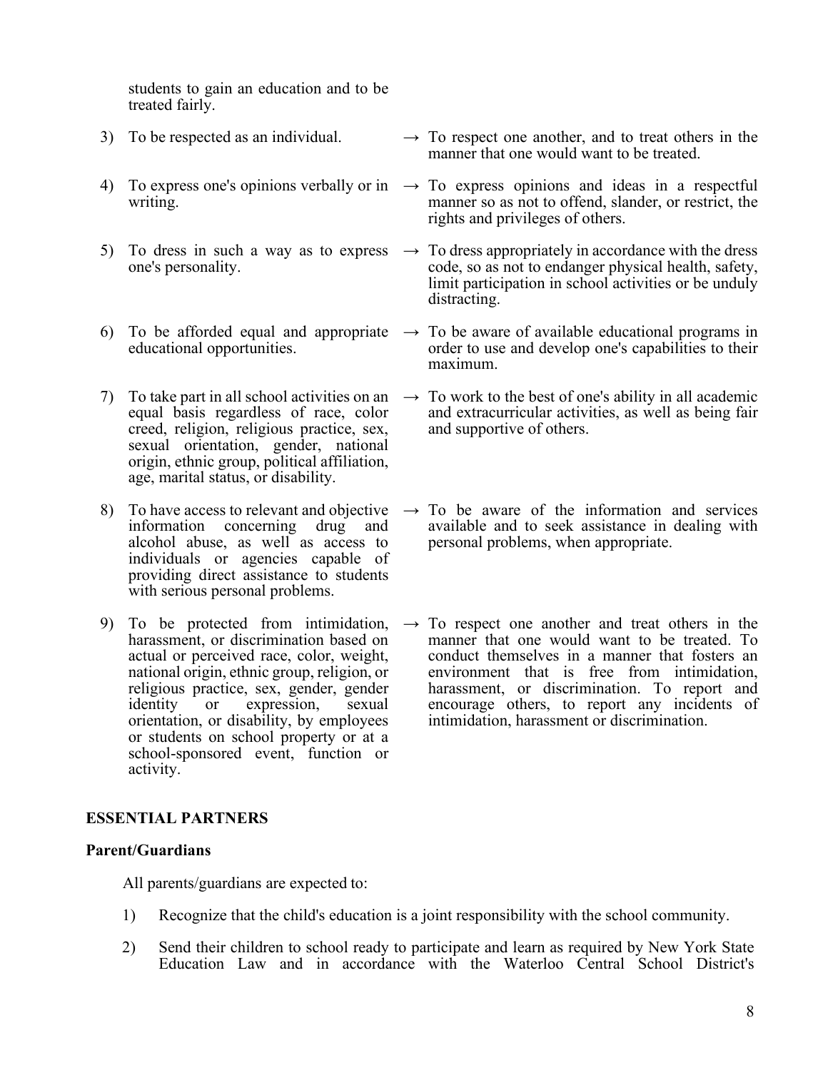students to gain an education and to be treated fairly.

3) To be respected as an individual. → To respect one another, and to treat others in the manner that one would want to be treated.

4) To express one's opinions verbally or in writing. → To express opinions and ideas in a respectful manner so as not to offend, slander, or restrict, the rights and privileges of others.

5) To dress in such a way as to express one's personality. → To dress appropriately in accordance with the dress code, so as not to endanger physical health, safety, limit participation in school activities or be unduly distracting.

6) To be afforded equal and appropriate educational opportunities. → To be aware of available educational programs in order to use and develop one's capabilities to their maximum.

7) To take part in all school activities on an equal basis regardless of race, color creed, religion, religious practice, sex, sexual orientation, gender, national origin, ethnic group, political affiliation, age, marital status, or disability. → To work to the best of one's ability in all academic and extracurricular activities, as well as being fair and supportive of others.

8) To have access to relevant and objective information concerning drug and alcohol abuse, as well as access to individuals or agencies capable of providing direct assistance to students with serious personal problems. → To be aware of the information and services available and to seek assistance in dealing with personal problems, when appropriate.

9) To be protected from intimidation, harassment, or discrimination based on actual or perceived race, color, weight, national origin, ethnic group, religion, or religious practice, sex, gender, gender identity or expression, sexual orientation, or disability, by employees or students on school property or at a school-sponsored event, function or activity. → To respect one another and treat others in the manner that one would want to be treated. To conduct themselves in a manner that fosters an environment that is free from intimidation, harassment, or discrimination. To report and encourage others, to report any incidents of intimidation, harassment or discrimination.

## ESSENTIAL PARTNERS

### Parent/Guardians

All parents/guardians are expected to:

1) Recognize that the child's education is a joint responsibility with the school community.

2) Send their children to school ready to participate and learn as required by New York State Education Law and in accordance with the Waterloo Central School District's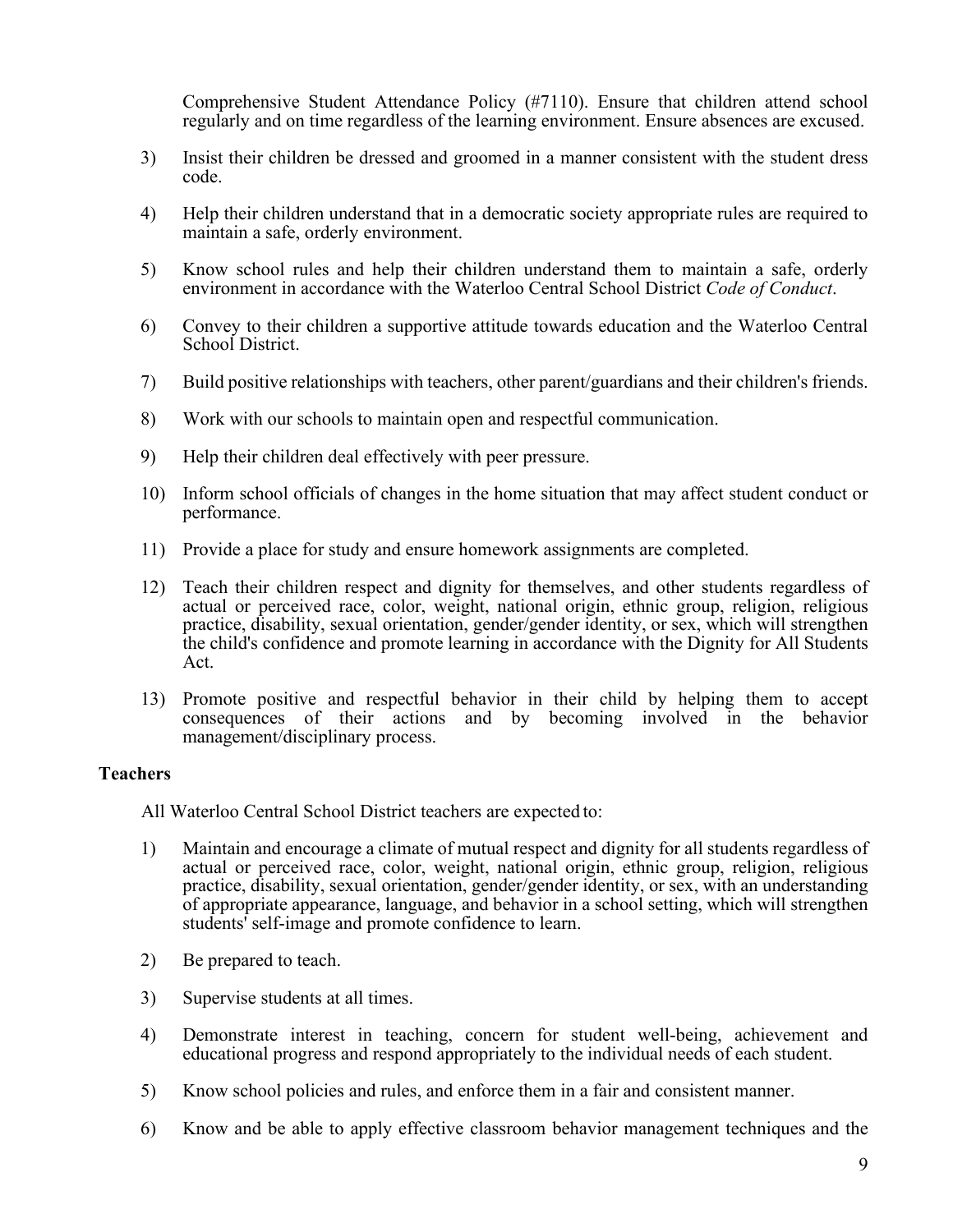Comprehensive Student Attendance Policy (#7110). Ensure that children attend school regularly and on time regardless of the learning environment. Ensure absences are excused.

3) Insist their children be dressed and groomed in a manner consistent with the student dress code.

4) Help their children understand that in a democratic society appropriate rules are required to maintain a safe, orderly environment.

5) Know school rules and help their children understand them to maintain a safe, orderly environment in accordance with the Waterloo Central School District *Code of Conduct*.

6) Convey to their children a supportive attitude towards education and the Waterloo Central School District.

7) Build positive relationships with teachers, other parent/guardians and their children's friends.

8) Work with our schools to maintain open and respectful communication.

9) Help their children deal effectively with peer pressure.

10) Inform school officials of changes in the home situation that may affect student conduct or performance.

11) Provide a place for study and ensure homework assignments are completed.

12) Teach their children respect and dignity for themselves, and other students regardless of actual or perceived race, color, weight, national origin, ethnic group, religion, religious practice, disability, sexual orientation, gender/gender identity, or sex, which will strengthen the child's confidence and promote learning in accordance with the Dignity for All Students Act.

13) Promote positive and respectful behavior in their child by helping them to accept consequences of their actions and by becoming involved in the behavior management/disciplinary process.

**Teachers**

All Waterloo Central School District teachers are expected to:

1) Maintain and encourage a climate of mutual respect and dignity for all students regardless of actual or perceived race, color, weight, national origin, ethnic group, religion, religious practice, disability, sexual orientation, gender/gender identity, or sex, with an understanding of appropriate appearance, language, and behavior in a school setting, which will strengthen students' self-image and promote confidence to learn.

2) Be prepared to teach.

3) Supervise students at all times.

4) Demonstrate interest in teaching, concern for student well-being, achievement and educational progress and respond appropriately to the individual needs of each student.

5) Know school policies and rules, and enforce them in a fair and consistent manner.

6) Know and be able to apply effective classroom behavior management techniques and the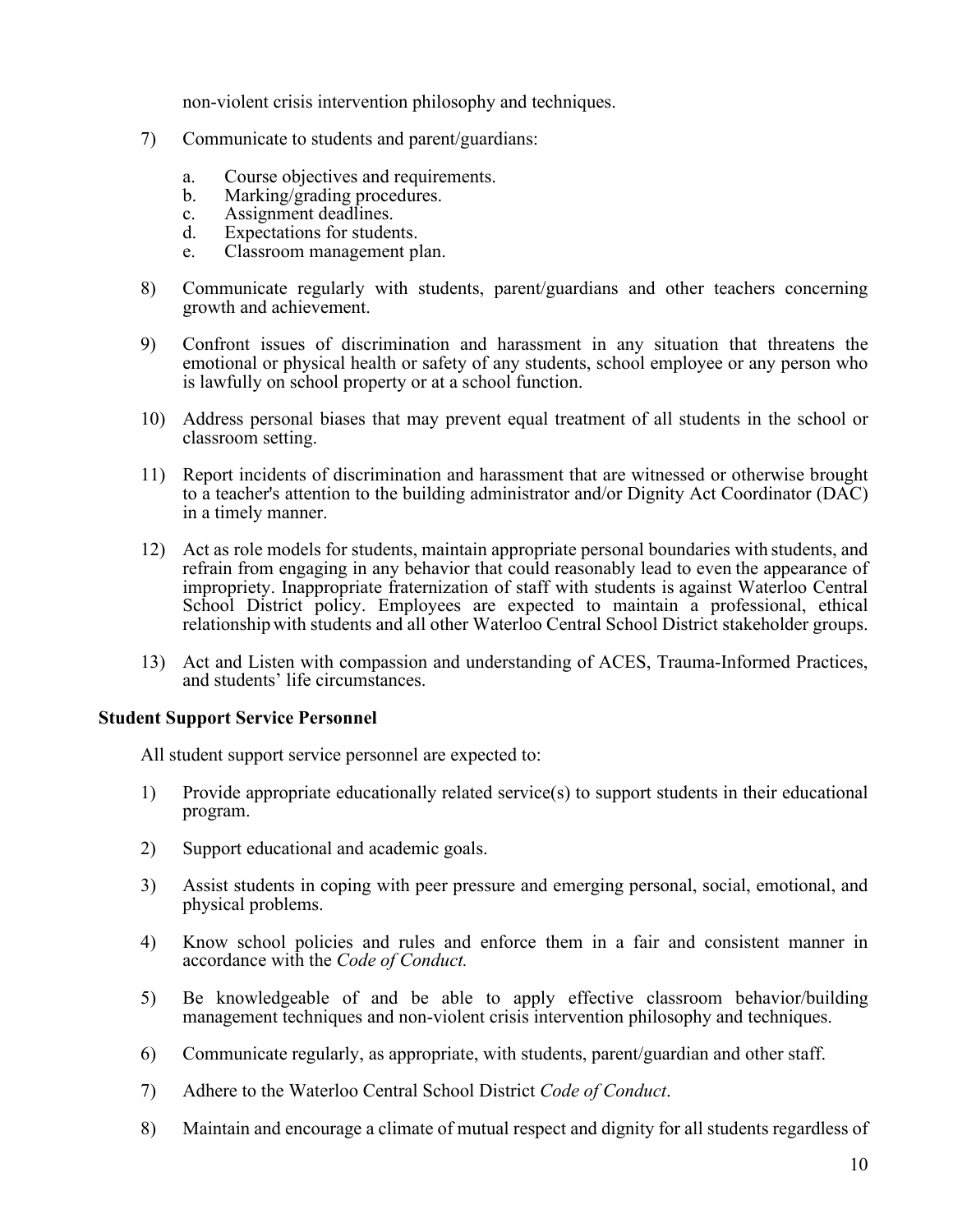non-violent crisis intervention philosophy and techniques.

7) Communicate to students and parent/guardians:

    a. Course objectives and requirements.
    b. Marking/grading procedures.
    c. Assignment deadlines.
    d. Expectations for students.
    e. Classroom management plan.

8) Communicate regularly with students, parent/guardians and other teachers concerning growth and achievement.

9) Confront issues of discrimination and harassment in any situation that threatens the emotional or physical health or safety of any students, school employee or any person who is lawfully on school property or at a school function.

10) Address personal biases that may prevent equal treatment of all students in the school or classroom setting.

11) Report incidents of discrimination and harassment that are witnessed or otherwise brought to a teacher's attention to the building administrator and/or Dignity Act Coordinator (DAC) in a timely manner.

12) Act as role models for students, maintain appropriate personal boundaries with students, and refrain from engaging in any behavior that could reasonably lead to even the appearance of impropriety. Inappropriate fraternization of staff with students is against Waterloo Central School District policy. Employees are expected to maintain a professional, ethical relationship with students and all other Waterloo Central School District stakeholder groups.

13) Act and Listen with compassion and understanding of ACES, Trauma-Informed Practices, and students' life circumstances.

**Student Support Service Personnel**

All student support service personnel are expected to:

1) Provide appropriate educationally related service(s) to support students in their educational program.

2) Support educational and academic goals.

3) Assist students in coping with peer pressure and emerging personal, social, emotional, and physical problems.

4) Know school policies and rules and enforce them in a fair and consistent manner in accordance with the *Code of Conduct.*

5) Be knowledgeable of and be able to apply effective classroom behavior/building management techniques and non-violent crisis intervention philosophy and techniques.

6) Communicate regularly, as appropriate, with students, parent/guardian and other staff.

7) Adhere to the Waterloo Central School District *Code of Conduct*.

8) Maintain and encourage a climate of mutual respect and dignity for all students regardless of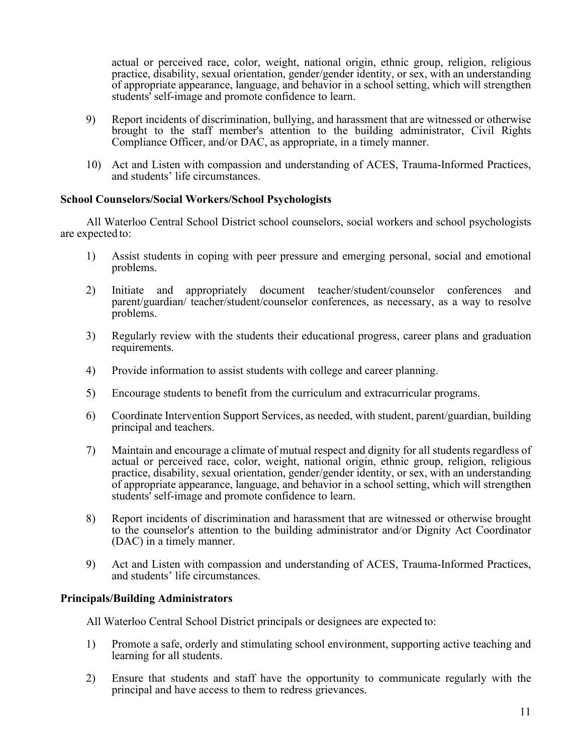actual or perceived race, color, weight, national origin, ethnic group, religion, religious practice, disability, sexual orientation, gender/gender identity, or sex, with an understanding of appropriate appearance, language, and behavior in a school setting, which will strengthen students' self-image and promote confidence to learn.

9) Report incidents of discrimination, bullying, and harassment that are witnessed or otherwise brought to the staff member's attention to the building administrator, Civil Rights Compliance Officer, and/or DAC, as appropriate, in a timely manner.

10) Act and Listen with compassion and understanding of ACES, Trauma-Informed Practices, and students' life circumstances.

**School Counselors/Social Workers/School Psychologists**

All Waterloo Central School District school counselors, social workers and school psychologists are expected to:

1) Assist students in coping with peer pressure and emerging personal, social and emotional problems.

2) Initiate and appropriately document teacher/student/counselor conferences and parent/guardian/ teacher/student/counselor conferences, as necessary, as a way to resolve problems.

3) Regularly review with the students their educational progress, career plans and graduation requirements.

4) Provide information to assist students with college and career planning.

5) Encourage students to benefit from the curriculum and extracurricular programs.

6) Coordinate Intervention Support Services, as needed, with student, parent/guardian, building principal and teachers.

7) Maintain and encourage a climate of mutual respect and dignity for all students regardless of actual or perceived race, color, weight, national origin, ethnic group, religion, religious practice, disability, sexual orientation, gender/gender identity, or sex, with an understanding of appropriate appearance, language, and behavior in a school setting, which will strengthen students' self-image and promote confidence to learn.

8) Report incidents of discrimination and harassment that are witnessed or otherwise brought to the counselor's attention to the building administrator and/or Dignity Act Coordinator (DAC) in a timely manner.

9) Act and Listen with compassion and understanding of ACES, Trauma-Informed Practices, and students' life circumstances.

**Principals/Building Administrators**

All Waterloo Central School District principals or designees are expected to:

1) Promote a safe, orderly and stimulating school environment, supporting active teaching and learning for all students.

2) Ensure that students and staff have the opportunity to communicate regularly with the principal and have access to them to redress grievances.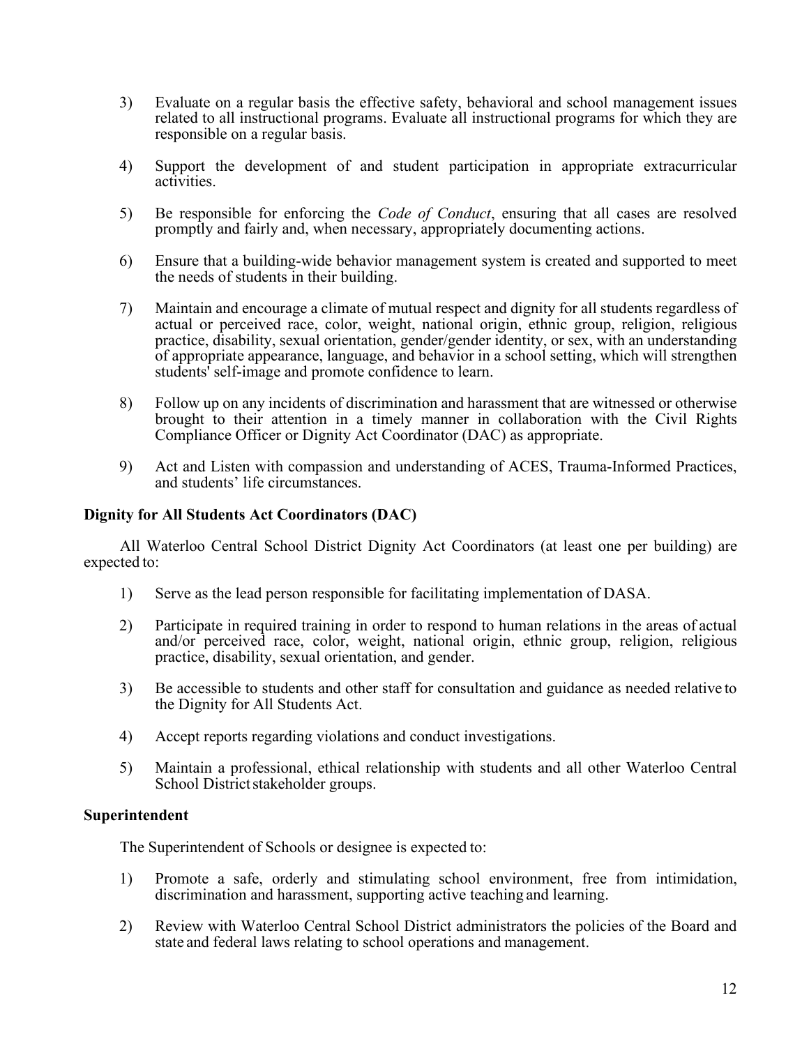3) Evaluate on a regular basis the effective safety, behavioral and school management issues related to all instructional programs. Evaluate all instructional programs for which they are responsible on a regular basis.

4) Support the development of and student participation in appropriate extracurricular activities.

5) Be responsible for enforcing the *Code of Conduct*, ensuring that all cases are resolved promptly and fairly and, when necessary, appropriately documenting actions.

6) Ensure that a building-wide behavior management system is created and supported to meet the needs of students in their building.

7) Maintain and encourage a climate of mutual respect and dignity for all students regardless of actual or perceived race, color, weight, national origin, ethnic group, religion, religious practice, disability, sexual orientation, gender/gender identity, or sex, with an understanding of appropriate appearance, language, and behavior in a school setting, which will strengthen students' self-image and promote confidence to learn.

8) Follow up on any incidents of discrimination and harassment that are witnessed or otherwise brought to their attention in a timely manner in collaboration with the Civil Rights Compliance Officer or Dignity Act Coordinator (DAC) as appropriate.

9) Act and Listen with compassion and understanding of ACES, Trauma-Informed Practices, and students' life circumstances.

**Dignity for All Students Act Coordinators (DAC)**

All Waterloo Central School District Dignity Act Coordinators (at least one per building) are expected to:

1) Serve as the lead person responsible for facilitating implementation of DASA.

2) Participate in required training in order to respond to human relations in the areas of actual and/or perceived race, color, weight, national origin, ethnic group, religion, religious practice, disability, sexual orientation, and gender.

3) Be accessible to students and other staff for consultation and guidance as needed relative to the Dignity for All Students Act.

4) Accept reports regarding violations and conduct investigations.

5) Maintain a professional, ethical relationship with students and all other Waterloo Central School District stakeholder groups.

**Superintendent**

The Superintendent of Schools or designee is expected to:

1) Promote a safe, orderly and stimulating school environment, free from intimidation, discrimination and harassment, supporting active teaching and learning.

2) Review with Waterloo Central School District administrators the policies of the Board and state and federal laws relating to school operations and management.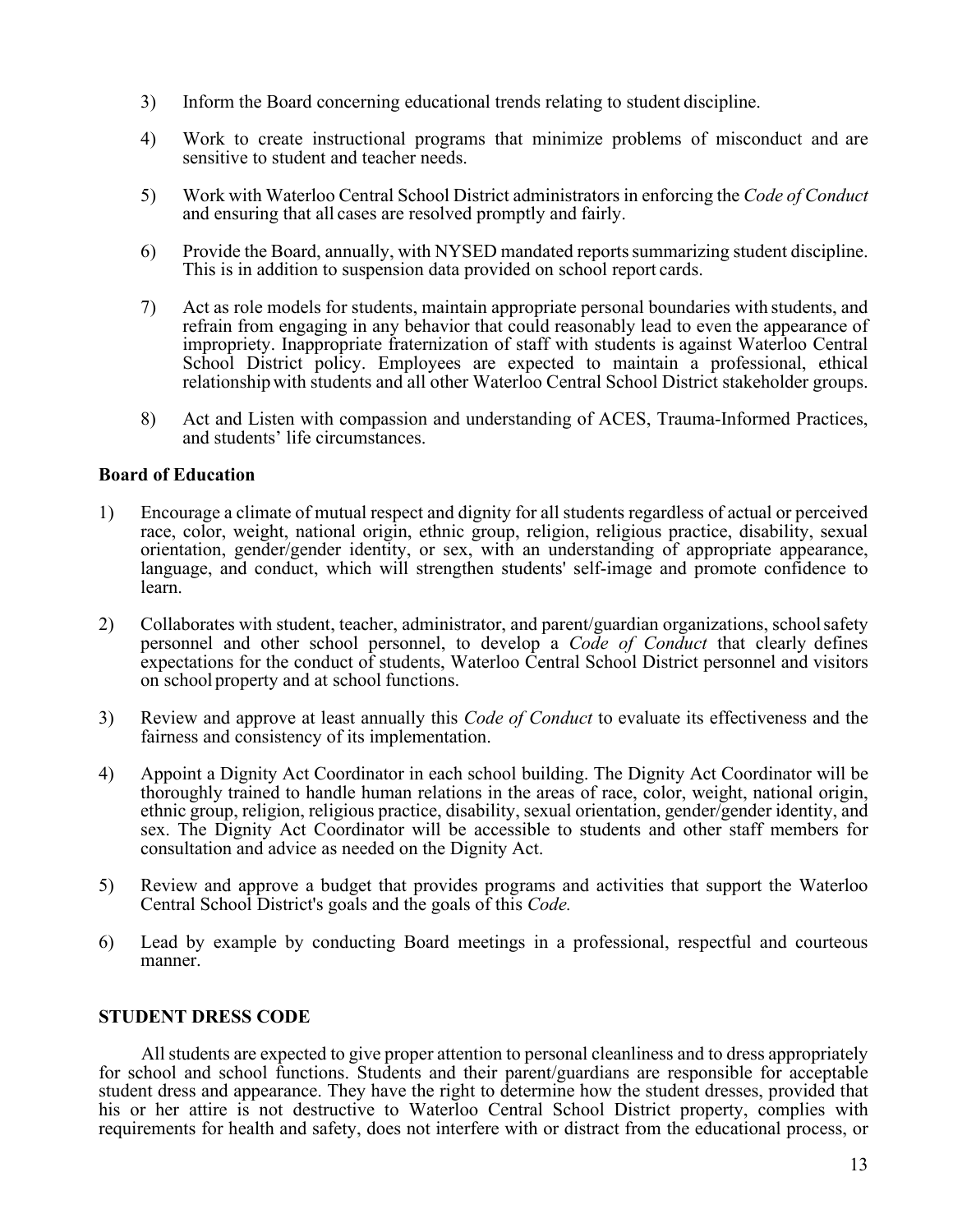3) Inform the Board concerning educational trends relating to student discipline.

4) Work to create instructional programs that minimize problems of misconduct and are sensitive to student and teacher needs.

5) Work with Waterloo Central School District administrators in enforcing the *Code of Conduct* and ensuring that all cases are resolved promptly and fairly.

6) Provide the Board, annually, with NYSED mandated reports summarizing student discipline. This is in addition to suspension data provided on school report cards.

7) Act as role models for students, maintain appropriate personal boundaries with students, and refrain from engaging in any behavior that could reasonably lead to even the appearance of impropriety. Inappropriate fraternization of staff with students is against Waterloo Central School District policy. Employees are expected to maintain a professional, ethical relationship with students and all other Waterloo Central School District stakeholder groups.

8) Act and Listen with compassion and understanding of ACES, Trauma-Informed Practices, and students' life circumstances.

**Board of Education**

1) Encourage a climate of mutual respect and dignity for all students regardless of actual or perceived race, color, weight, national origin, ethnic group, religion, religious practice, disability, sexual orientation, gender/gender identity, or sex, with an understanding of appropriate appearance, language, and conduct, which will strengthen students' self-image and promote confidence to learn.

2) Collaborates with student, teacher, administrator, and parent/guardian organizations, school safety personnel and other school personnel, to develop a *Code of Conduct* that clearly defines expectations for the conduct of students, Waterloo Central School District personnel and visitors on school property and at school functions.

3) Review and approve at least annually this *Code of Conduct* to evaluate its effectiveness and the fairness and consistency of its implementation.

4) Appoint a Dignity Act Coordinator in each school building. The Dignity Act Coordinator will be thoroughly trained to handle human relations in the areas of race, color, weight, national origin, ethnic group, religion, religious practice, disability, sexual orientation, gender/gender identity, and sex. The Dignity Act Coordinator will be accessible to students and other staff members for consultation and advice as needed on the Dignity Act.

5) Review and approve a budget that provides programs and activities that support the Waterloo Central School District's goals and the goals of this *Code.*

6) Lead by example by conducting Board meetings in a professional, respectful and courteous manner.

**STUDENT DRESS CODE**

All students are expected to give proper attention to personal cleanliness and to dress appropriately for school and school functions. Students and their parent/guardians are responsible for acceptable student dress and appearance. They have the right to determine how the student dresses, provided that his or her attire is not destructive to Waterloo Central School District property, complies with requirements for health and safety, does not interfere with or distract from the educational process, or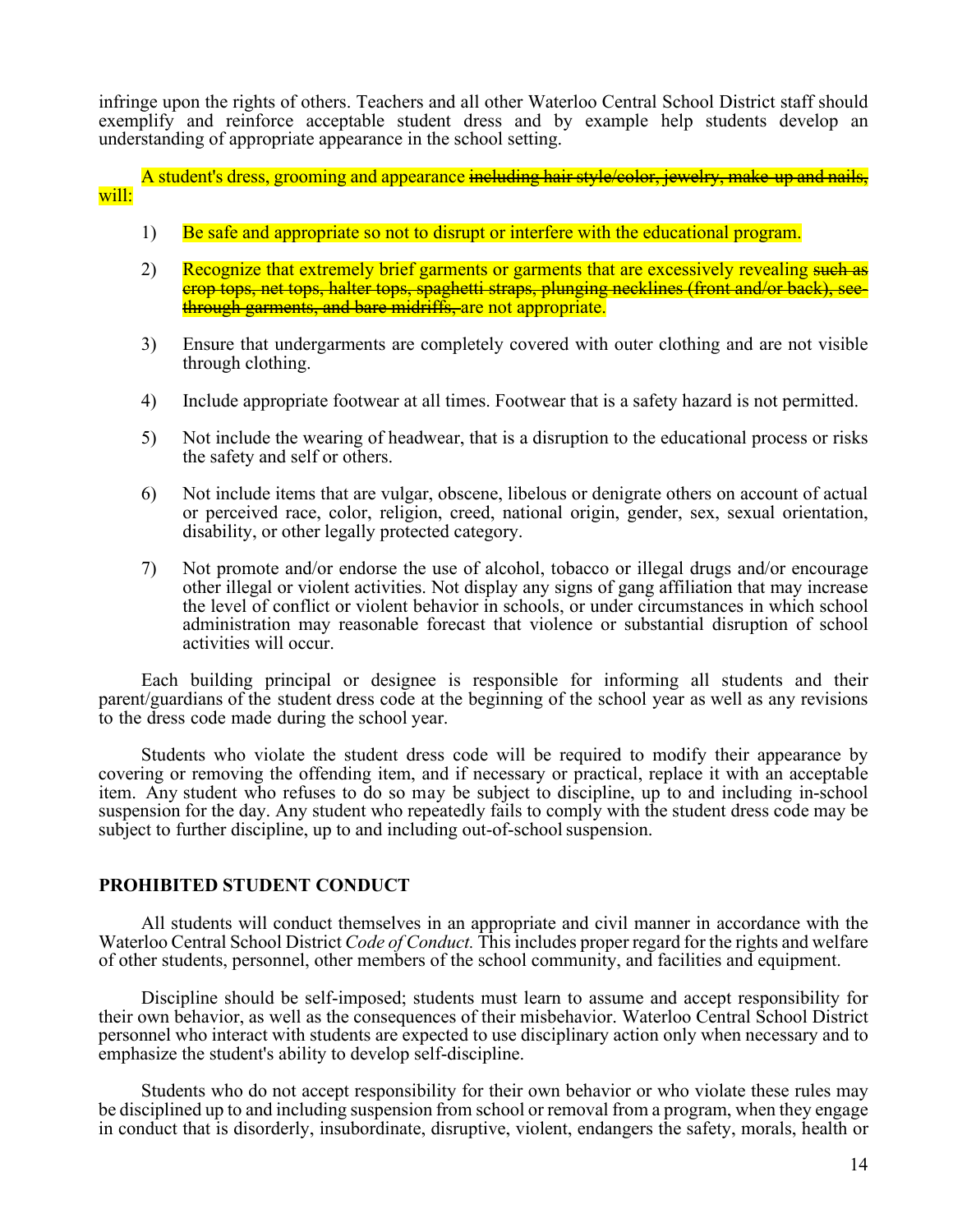infringe upon the rights of others. Teachers and all other Waterloo Central School District staff should exemplify and reinforce acceptable student dress and by example help students develop an understanding of appropriate appearance in the school setting.

A student's dress, grooming and appearance ~~including hair style/color, jewelry, make-up and nails,~~ will:

1) Be safe and appropriate so not to disrupt or interfere with the educational program.

2) Recognize that extremely brief garments or garments that are excessively revealing ~~such as crop tops, net tops, halter tops, spaghetti straps, plunging necklines (front and/or back), see-through garments, and bare midriffs,~~ are not appropriate.

3) Ensure that undergarments are completely covered with outer clothing and are not visible through clothing.

4) Include appropriate footwear at all times. Footwear that is a safety hazard is not permitted.

5) Not include the wearing of headwear, that is a disruption to the educational process or risks the safety and self or others.

6) Not include items that are vulgar, obscene, libelous or denigrate others on account of actual or perceived race, color, religion, creed, national origin, gender, sex, sexual orientation, disability, or other legally protected category.

7) Not promote and/or endorse the use of alcohol, tobacco or illegal drugs and/or encourage other illegal or violent activities. Not display any signs of gang affiliation that may increase the level of conflict or violent behavior in schools, or under circumstances in which school administration may reasonable forecast that violence or substantial disruption of school activities will occur.

Each building principal or designee is responsible for informing all students and their parent/guardians of the student dress code at the beginning of the school year as well as any revisions to the dress code made during the school year.

Students who violate the student dress code will be required to modify their appearance by covering or removing the offending item, and if necessary or practical, replace it with an acceptable item. Any student who refuses to do so may be subject to discipline, up to and including in-school suspension for the day. Any student who repeatedly fails to comply with the student dress code may be subject to further discipline, up to and including out-of-school suspension.

## PROHIBITED STUDENT CONDUCT

All students will conduct themselves in an appropriate and civil manner in accordance with the Waterloo Central School District *Code of Conduct.* This includes proper regard for the rights and welfare of other students, personnel, other members of the school community, and facilities and equipment.

Discipline should be self-imposed; students must learn to assume and accept responsibility for their own behavior, as well as the consequences of their misbehavior. Waterloo Central School District personnel who interact with students are expected to use disciplinary action only when necessary and to emphasize the student's ability to develop self-discipline.

Students who do not accept responsibility for their own behavior or who violate these rules may be disciplined up to and including suspension from school or removal from a program, when they engage in conduct that is disorderly, insubordinate, disruptive, violent, endangers the safety, morals, health or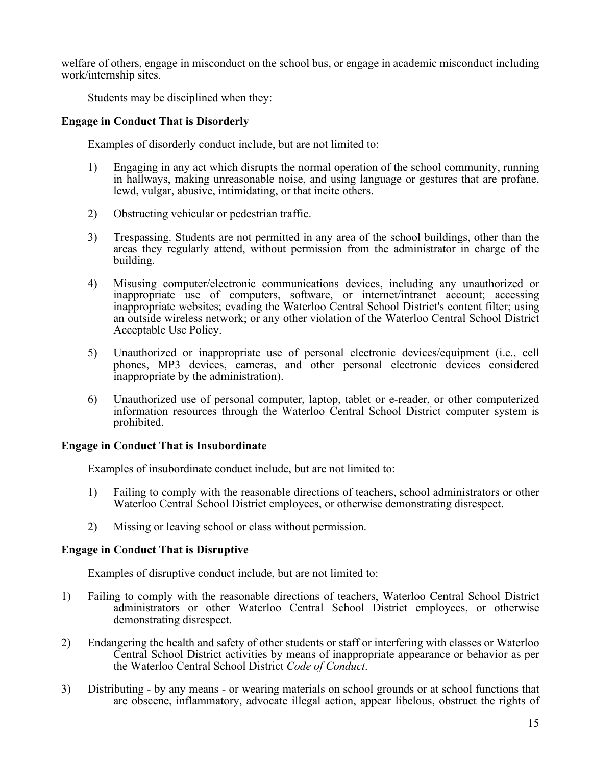welfare of others, engage in misconduct on the school bus, or engage in academic misconduct including work/internship sites.

Students may be disciplined when they:

**Engage in Conduct That is Disorderly**

Examples of disorderly conduct include, but are not limited to:

1) Engaging in any act which disrupts the normal operation of the school community, running in hallways, making unreasonable noise, and using language or gestures that are profane, lewd, vulgar, abusive, intimidating, or that incite others.

2) Obstructing vehicular or pedestrian traffic.

3) Trespassing. Students are not permitted in any area of the school buildings, other than the areas they regularly attend, without permission from the administrator in charge of the building.

4) Misusing computer/electronic communications devices, including any unauthorized or inappropriate use of computers, software, or internet/intranet account; accessing inappropriate websites; evading the Waterloo Central School District's content filter; using an outside wireless network; or any other violation of the Waterloo Central School District Acceptable Use Policy.

5) Unauthorized or inappropriate use of personal electronic devices/equipment (i.e., cell phones, MP3 devices, cameras, and other personal electronic devices considered inappropriate by the administration).

6) Unauthorized use of personal computer, laptop, tablet or e-reader, or other computerized information resources through the Waterloo Central School District computer system is prohibited.

**Engage in Conduct That is Insubordinate**

Examples of insubordinate conduct include, but are not limited to:

1) Failing to comply with the reasonable directions of teachers, school administrators or other Waterloo Central School District employees, or otherwise demonstrating disrespect.

2) Missing or leaving school or class without permission.

**Engage in Conduct That is Disruptive**

Examples of disruptive conduct include, but are not limited to:

1) Failing to comply with the reasonable directions of teachers, Waterloo Central School District administrators or other Waterloo Central School District employees, or otherwise demonstrating disrespect.

2) Endangering the health and safety of other students or staff or interfering with classes or Waterloo Central School District activities by means of inappropriate appearance or behavior as per the Waterloo Central School District *Code of Conduct*.

3) Distributing - by any means - or wearing materials on school grounds or at school functions that are obscene, inflammatory, advocate illegal action, appear libelous, obstruct the rights of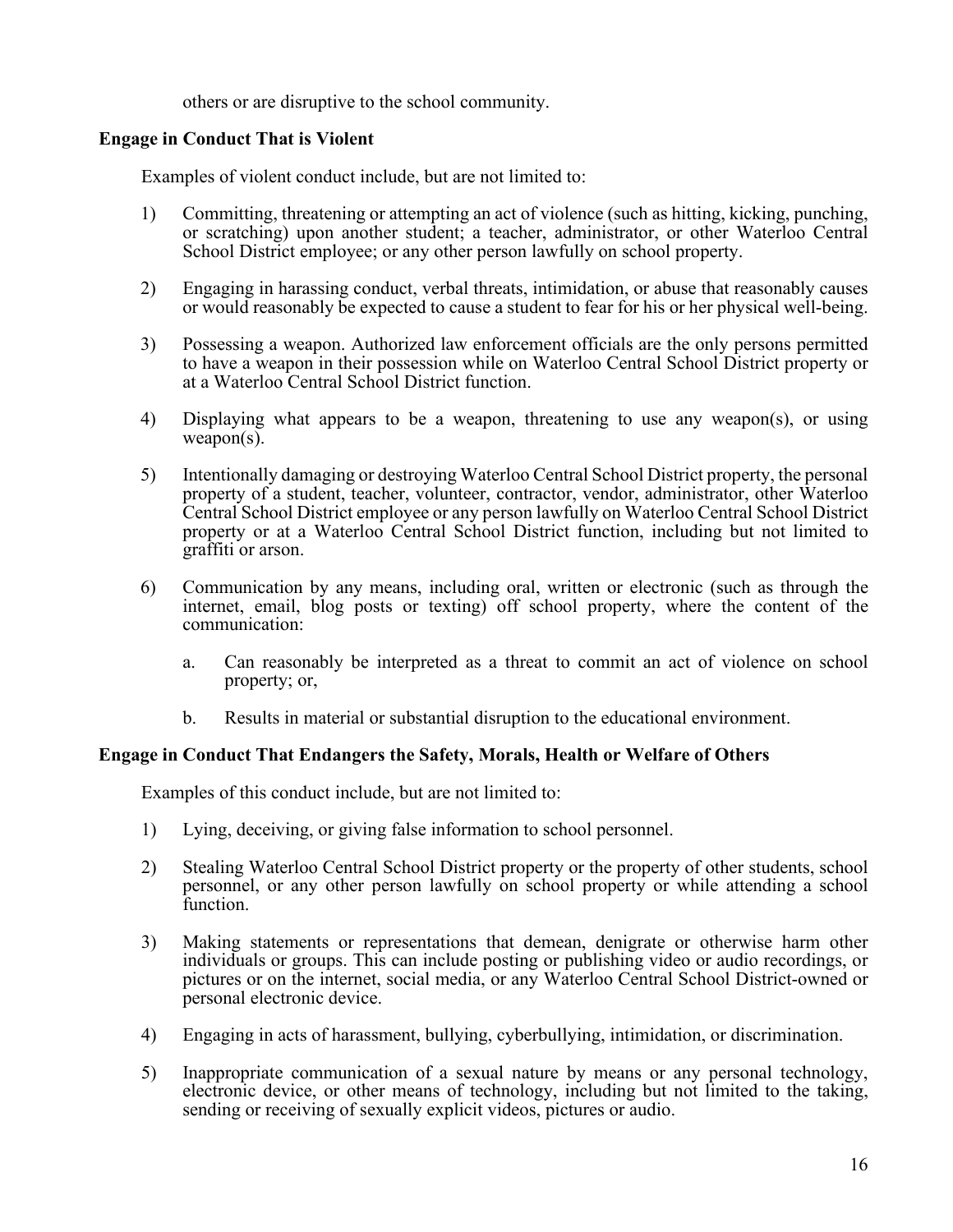others or are disruptive to the school community.

**Engage in Conduct That is Violent**

Examples of violent conduct include, but are not limited to:

1) Committing, threatening or attempting an act of violence (such as hitting, kicking, punching, or scratching) upon another student; a teacher, administrator, or other Waterloo Central School District employee; or any other person lawfully on school property.

2) Engaging in harassing conduct, verbal threats, intimidation, or abuse that reasonably causes or would reasonably be expected to cause a student to fear for his or her physical well-being.

3) Possessing a weapon. Authorized law enforcement officials are the only persons permitted to have a weapon in their possession while on Waterloo Central School District property or at a Waterloo Central School District function.

4) Displaying what appears to be a weapon, threatening to use any weapon(s), or using weapon(s).

5) Intentionally damaging or destroying Waterloo Central School District property, the personal property of a student, teacher, volunteer, contractor, vendor, administrator, other Waterloo Central School District employee or any person lawfully on Waterloo Central School District property or at a Waterloo Central School District function, including but not limited to graffiti or arson.

6) Communication by any means, including oral, written or electronic (such as through the internet, email, blog posts or texting) off school property, where the content of the communication:

   a. Can reasonably be interpreted as a threat to commit an act of violence on school property; or,

   b. Results in material or substantial disruption to the educational environment.

**Engage in Conduct That Endangers the Safety, Morals, Health or Welfare of Others**

Examples of this conduct include, but are not limited to:

1) Lying, deceiving, or giving false information to school personnel.

2) Stealing Waterloo Central School District property or the property of other students, school personnel, or any other person lawfully on school property or while attending a school function.

3) Making statements or representations that demean, denigrate or otherwise harm other individuals or groups. This can include posting or publishing video or audio recordings, or pictures or on the internet, social media, or any Waterloo Central School District-owned or personal electronic device.

4) Engaging in acts of harassment, bullying, cyberbullying, intimidation, or discrimination.

5) Inappropriate communication of a sexual nature by means or any personal technology, electronic device, or other means of technology, including but not limited to the taking, sending or receiving of sexually explicit videos, pictures or audio.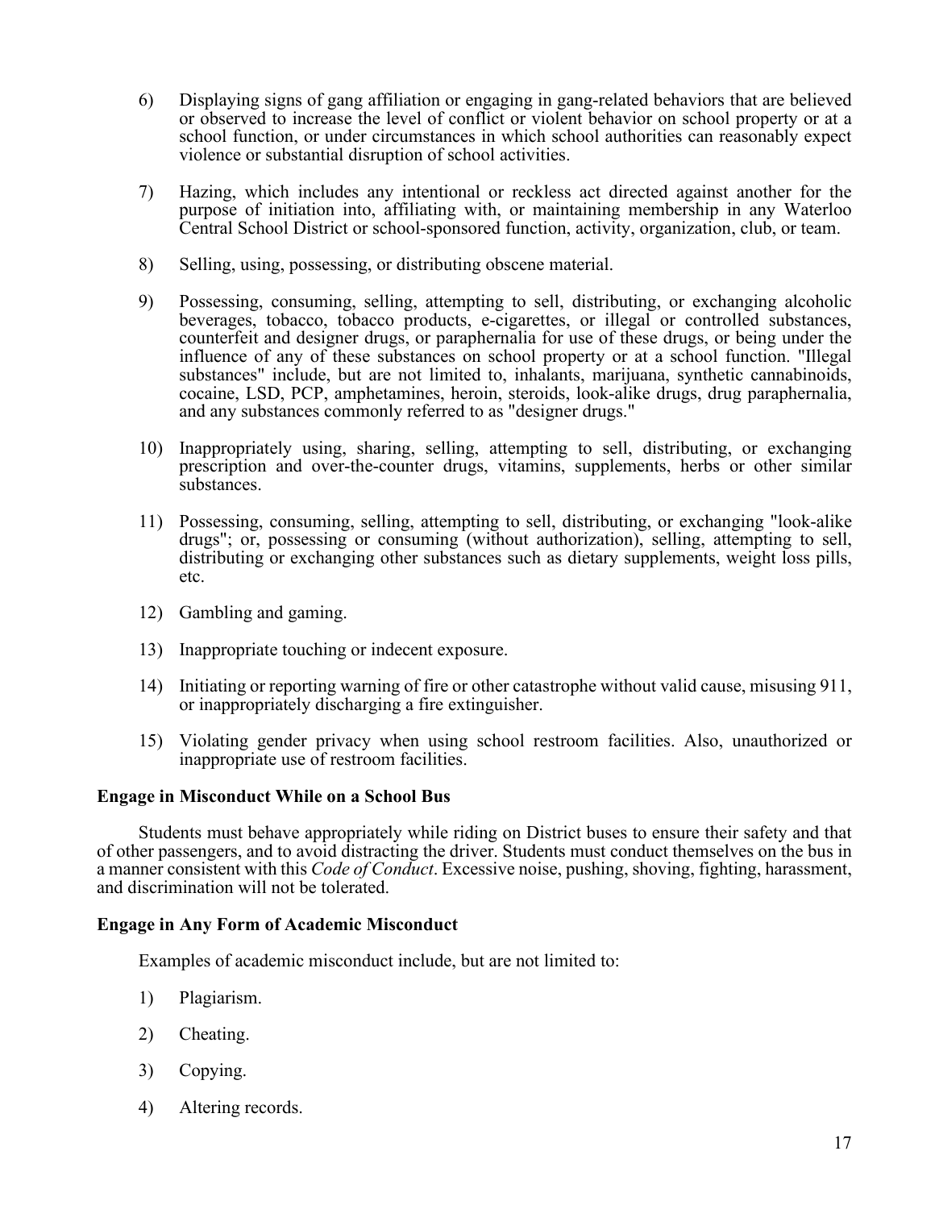6) Displaying signs of gang affiliation or engaging in gang-related behaviors that are believed or observed to increase the level of conflict or violent behavior on school property or at a school function, or under circumstances in which school authorities can reasonably expect violence or substantial disruption of school activities.

7) Hazing, which includes any intentional or reckless act directed against another for the purpose of initiation into, affiliating with, or maintaining membership in any Waterloo Central School District or school-sponsored function, activity, organization, club, or team.

8) Selling, using, possessing, or distributing obscene material.

9) Possessing, consuming, selling, attempting to sell, distributing, or exchanging alcoholic beverages, tobacco, tobacco products, e-cigarettes, or illegal or controlled substances, counterfeit and designer drugs, or paraphernalia for use of these drugs, or being under the influence of any of these substances on school property or at a school function. "Illegal substances" include, but are not limited to, inhalants, marijuana, synthetic cannabinoids, cocaine, LSD, PCP, amphetamines, heroin, steroids, look-alike drugs, drug paraphernalia, and any substances commonly referred to as "designer drugs."

10) Inappropriately using, sharing, selling, attempting to sell, distributing, or exchanging prescription and over-the-counter drugs, vitamins, supplements, herbs or other similar substances.

11) Possessing, consuming, selling, attempting to sell, distributing, or exchanging "look-alike drugs"; or, possessing or consuming (without authorization), selling, attempting to sell, distributing or exchanging other substances such as dietary supplements, weight loss pills, etc.

12) Gambling and gaming.

13) Inappropriate touching or indecent exposure.

14) Initiating or reporting warning of fire or other catastrophe without valid cause, misusing 911, or inappropriately discharging a fire extinguisher.

15) Violating gender privacy when using school restroom facilities. Also, unauthorized or inappropriate use of restroom facilities.

**Engage in Misconduct While on a School Bus**

Students must behave appropriately while riding on District buses to ensure their safety and that of other passengers, and to avoid distracting the driver. Students must conduct themselves on the bus in a manner consistent with this *Code of Conduct*. Excessive noise, pushing, shoving, fighting, harassment, and discrimination will not be tolerated.

**Engage in Any Form of Academic Misconduct**

Examples of academic misconduct include, but are not limited to:

1) Plagiarism.

2) Cheating.

3) Copying.

4) Altering records.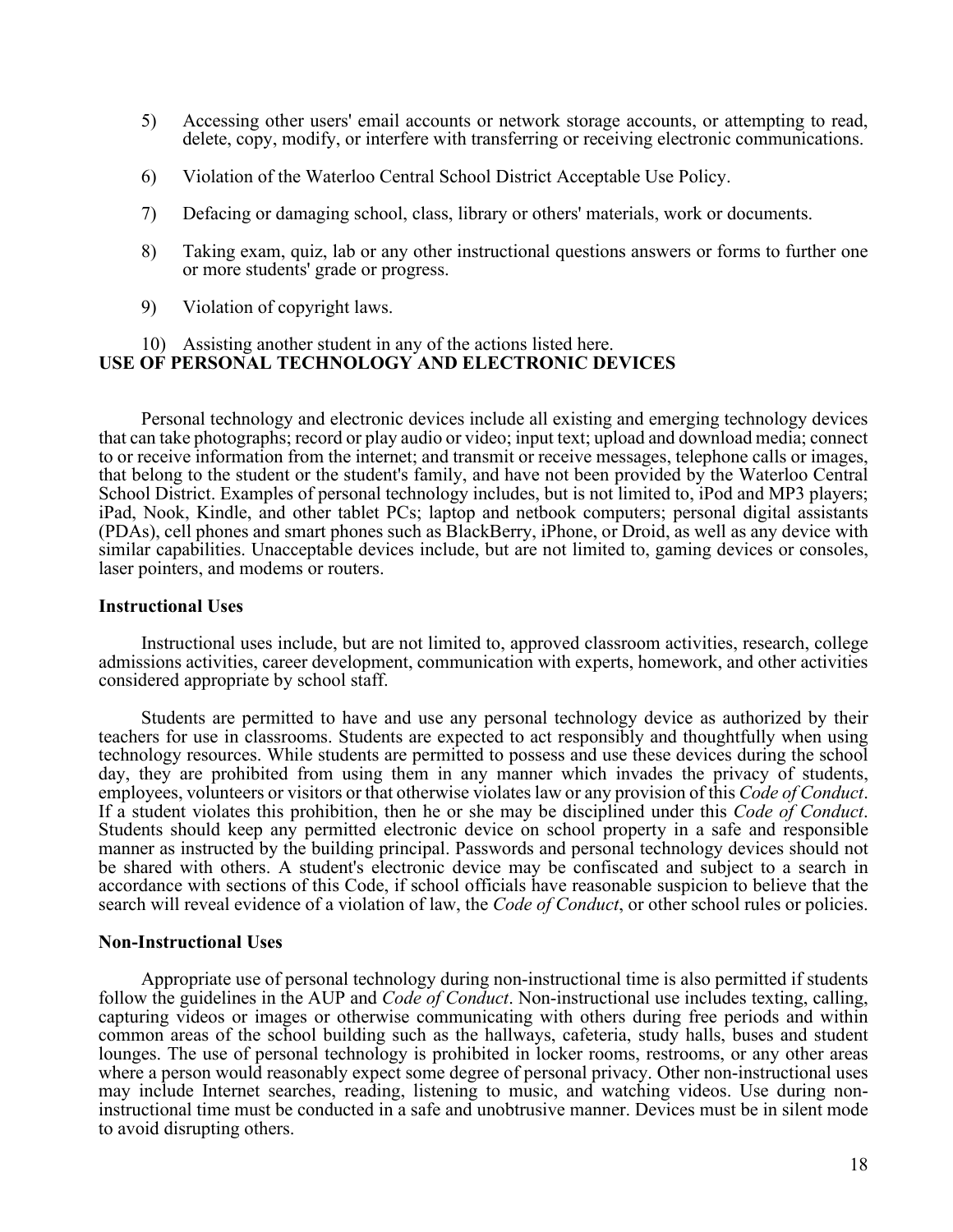5) Accessing other users' email accounts or network storage accounts, or attempting to read, delete, copy, modify, or interfere with transferring or receiving electronic communications.

6) Violation of the Waterloo Central School District Acceptable Use Policy.

7) Defacing or damaging school, class, library or others' materials, work or documents.

8) Taking exam, quiz, lab or any other instructional questions answers or forms to further one or more students' grade or progress.

9) Violation of copyright laws.

10) Assisting another student in any of the actions listed here.

## USE OF PERSONAL TECHNOLOGY AND ELECTRONIC DEVICES

Personal technology and electronic devices include all existing and emerging technology devices that can take photographs; record or play audio or video; input text; upload and download media; connect to or receive information from the internet; and transmit or receive messages, telephone calls or images, that belong to the student or the student's family, and have not been provided by the Waterloo Central School District. Examples of personal technology includes, but is not limited to, iPod and MP3 players; iPad, Nook, Kindle, and other tablet PCs; laptop and netbook computers; personal digital assistants (PDAs), cell phones and smart phones such as BlackBerry, iPhone, or Droid, as well as any device with similar capabilities. Unacceptable devices include, but are not limited to, gaming devices or consoles, laser pointers, and modems or routers.

### Instructional Uses

Instructional uses include, but are not limited to, approved classroom activities, research, college admissions activities, career development, communication with experts, homework, and other activities considered appropriate by school staff.

Students are permitted to have and use any personal technology device as authorized by their teachers for use in classrooms. Students are expected to act responsibly and thoughtfully when using technology resources. While students are permitted to possess and use these devices during the school day, they are prohibited from using them in any manner which invades the privacy of students, employees, volunteers or visitors or that otherwise violates law or any provision of this *Code of Conduct*. If a student violates this prohibition, then he or she may be disciplined under this *Code of Conduct*. Students should keep any permitted electronic device on school property in a safe and responsible manner as instructed by the building principal. Passwords and personal technology devices should not be shared with others. A student's electronic device may be confiscated and subject to a search in accordance with sections of this Code, if school officials have reasonable suspicion to believe that the search will reveal evidence of a violation of law, the *Code of Conduct*, or other school rules or policies.

### Non-Instructional Uses

Appropriate use of personal technology during non-instructional time is also permitted if students follow the guidelines in the AUP and *Code of Conduct*. Non-instructional use includes texting, calling, capturing videos or images or otherwise communicating with others during free periods and within common areas of the school building such as the hallways, cafeteria, study halls, buses and student lounges. The use of personal technology is prohibited in locker rooms, restrooms, or any other areas where a person would reasonably expect some degree of personal privacy. Other non-instructional uses may include Internet searches, reading, listening to music, and watching videos. Use during non-instructional time must be conducted in a safe and unobtrusive manner. Devices must be in silent mode to avoid disrupting others.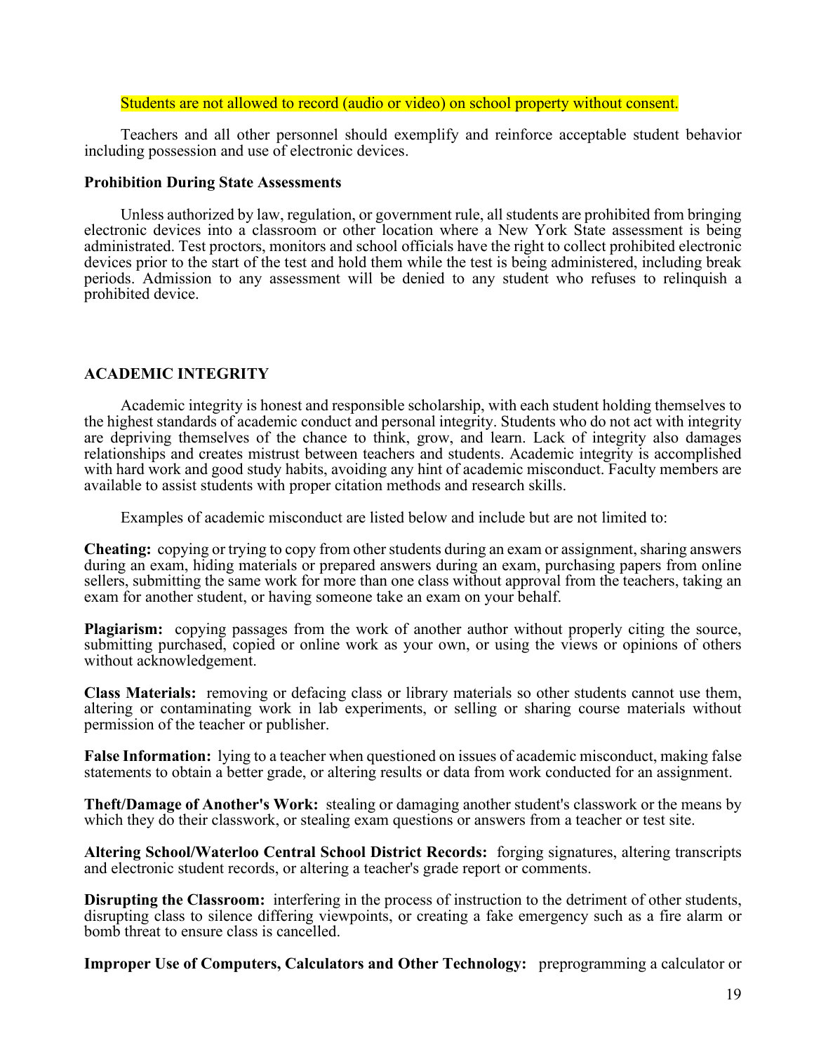Students are not allowed to record (audio or video) on school property without consent.

Teachers and all other personnel should exemplify and reinforce acceptable student behavior including possession and use of electronic devices.

**Prohibition During State Assessments**

Unless authorized by law, regulation, or government rule, all students are prohibited from bringing electronic devices into a classroom or other location where a New York State assessment is being administrated. Test proctors, monitors and school officials have the right to collect prohibited electronic devices prior to the start of the test and hold them while the test is being administered, including break periods. Admission to any assessment will be denied to any student who refuses to relinquish a prohibited device.

## ACADEMIC INTEGRITY

Academic integrity is honest and responsible scholarship, with each student holding themselves to the highest standards of academic conduct and personal integrity. Students who do not act with integrity are depriving themselves of the chance to think, grow, and learn. Lack of integrity also damages relationships and creates mistrust between teachers and students. Academic integrity is accomplished with hard work and good study habits, avoiding any hint of academic misconduct. Faculty members are available to assist students with proper citation methods and research skills.

Examples of academic misconduct are listed below and include but are not limited to:

**Cheating:** copying or trying to copy from other students during an exam or assignment, sharing answers during an exam, hiding materials or prepared answers during an exam, purchasing papers from online sellers, submitting the same work for more than one class without approval from the teachers, taking an exam for another student, or having someone take an exam on your behalf.

**Plagiarism:** copying passages from the work of another author without properly citing the source, submitting purchased, copied or online work as your own, or using the views or opinions of others without acknowledgement.

**Class Materials:** removing or defacing class or library materials so other students cannot use them, altering or contaminating work in lab experiments, or selling or sharing course materials without permission of the teacher or publisher.

**False Information:** lying to a teacher when questioned on issues of academic misconduct, making false statements to obtain a better grade, or altering results or data from work conducted for an assignment.

**Theft/Damage of Another's Work:** stealing or damaging another student's classwork or the means by which they do their classwork, or stealing exam questions or answers from a teacher or test site.

**Altering School/Waterloo Central School District Records:** forging signatures, altering transcripts and electronic student records, or altering a teacher's grade report or comments.

**Disrupting the Classroom:** interfering in the process of instruction to the detriment of other students, disrupting class to silence differing viewpoints, or creating a fake emergency such as a fire alarm or bomb threat to ensure class is cancelled.

**Improper Use of Computers, Calculators and Other Technology:** preprogramming a calculator or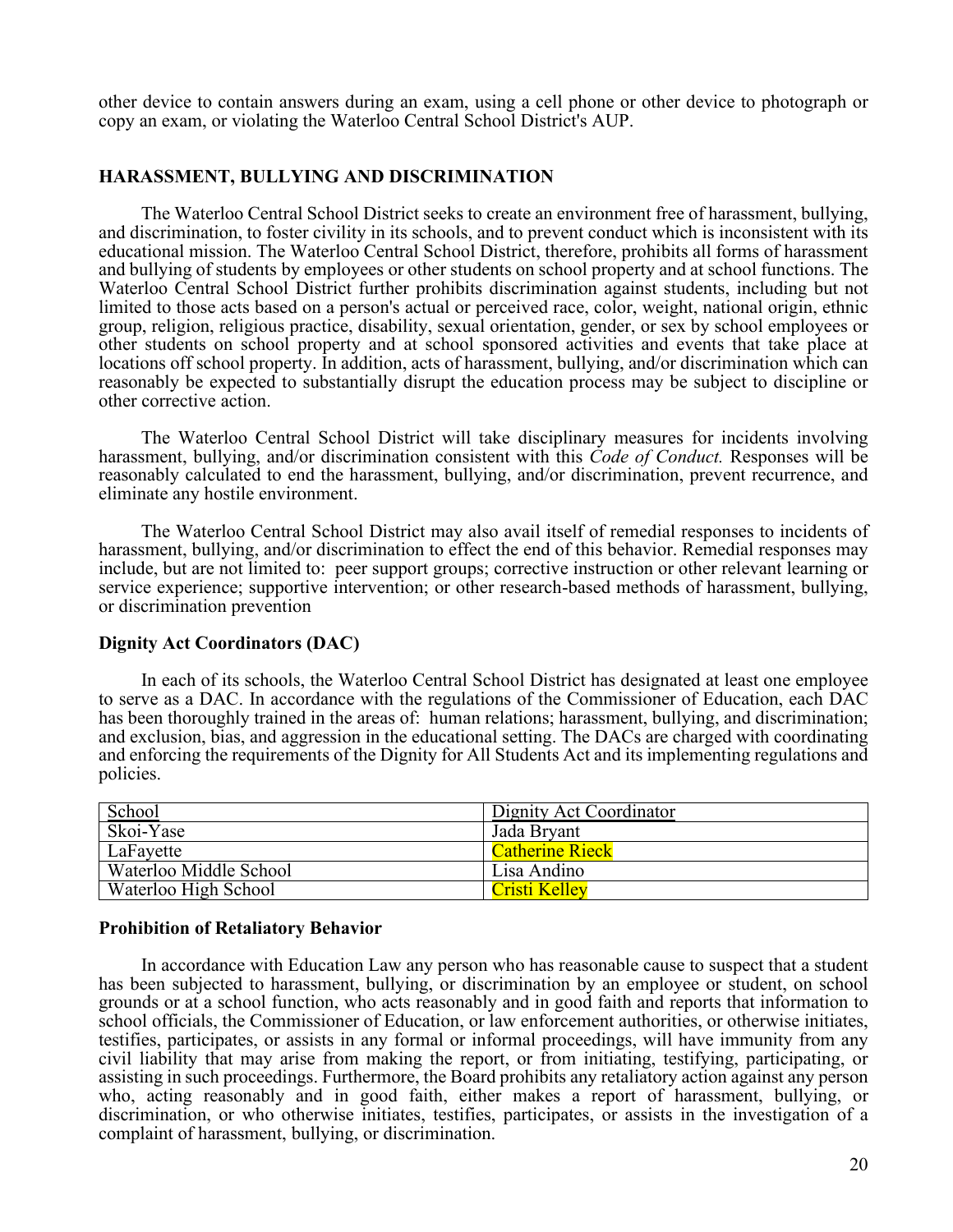other device to contain answers during an exam, using a cell phone or other device to photograph or copy an exam, or violating the Waterloo Central School District's AUP.

## HARASSMENT, BULLYING AND DISCRIMINATION

The Waterloo Central School District seeks to create an environment free of harassment, bullying, and discrimination, to foster civility in its schools, and to prevent conduct which is inconsistent with its educational mission. The Waterloo Central School District, therefore, prohibits all forms of harassment and bullying of students by employees or other students on school property and at school functions. The Waterloo Central School District further prohibits discrimination against students, including but not limited to those acts based on a person's actual or perceived race, color, weight, national origin, ethnic group, religion, religious practice, disability, sexual orientation, gender, or sex by school employees or other students on school property and at school sponsored activities and events that take place at locations off school property. In addition, acts of harassment, bullying, and/or discrimination which can reasonably be expected to substantially disrupt the education process may be subject to discipline or other corrective action.

The Waterloo Central School District will take disciplinary measures for incidents involving harassment, bullying, and/or discrimination consistent with this *Code of Conduct.* Responses will be reasonably calculated to end the harassment, bullying, and/or discrimination, prevent recurrence, and eliminate any hostile environment.

The Waterloo Central School District may also avail itself of remedial responses to incidents of harassment, bullying, and/or discrimination to effect the end of this behavior. Remedial responses may include, but are not limited to: peer support groups; corrective instruction or other relevant learning or service experience; supportive intervention; or other research-based methods of harassment, bullying, or discrimination prevention

### Dignity Act Coordinators (DAC)

In each of its schools, the Waterloo Central School District has designated at least one employee to serve as a DAC. In accordance with the regulations of the Commissioner of Education, each DAC has been thoroughly trained in the areas of: human relations; harassment, bullying, and discrimination; and exclusion, bias, and aggression in the educational setting. The DACs are charged with coordinating and enforcing the requirements of the Dignity for All Students Act and its implementing regulations and policies.

| School | Dignity Act Coordinator |
|---|---|
| Skoi-Yase | Jada Bryant |
| LaFayette | Catherine Rieck |
| Waterloo Middle School | Lisa Andino |
| Waterloo High School | Cristi Kelley |

### Prohibition of Retaliatory Behavior

In accordance with Education Law any person who has reasonable cause to suspect that a student has been subjected to harassment, bullying, or discrimination by an employee or student, on school grounds or at a school function, who acts reasonably and in good faith and reports that information to school officials, the Commissioner of Education, or law enforcement authorities, or otherwise initiates, testifies, participates, or assists in any formal or informal proceedings, will have immunity from any civil liability that may arise from making the report, or from initiating, testifying, participating, or assisting in such proceedings. Furthermore, the Board prohibits any retaliatory action against any person who, acting reasonably and in good faith, either makes a report of harassment, bullying, or discrimination, or who otherwise initiates, testifies, participates, or assists in the investigation of a complaint of harassment, bullying, or discrimination.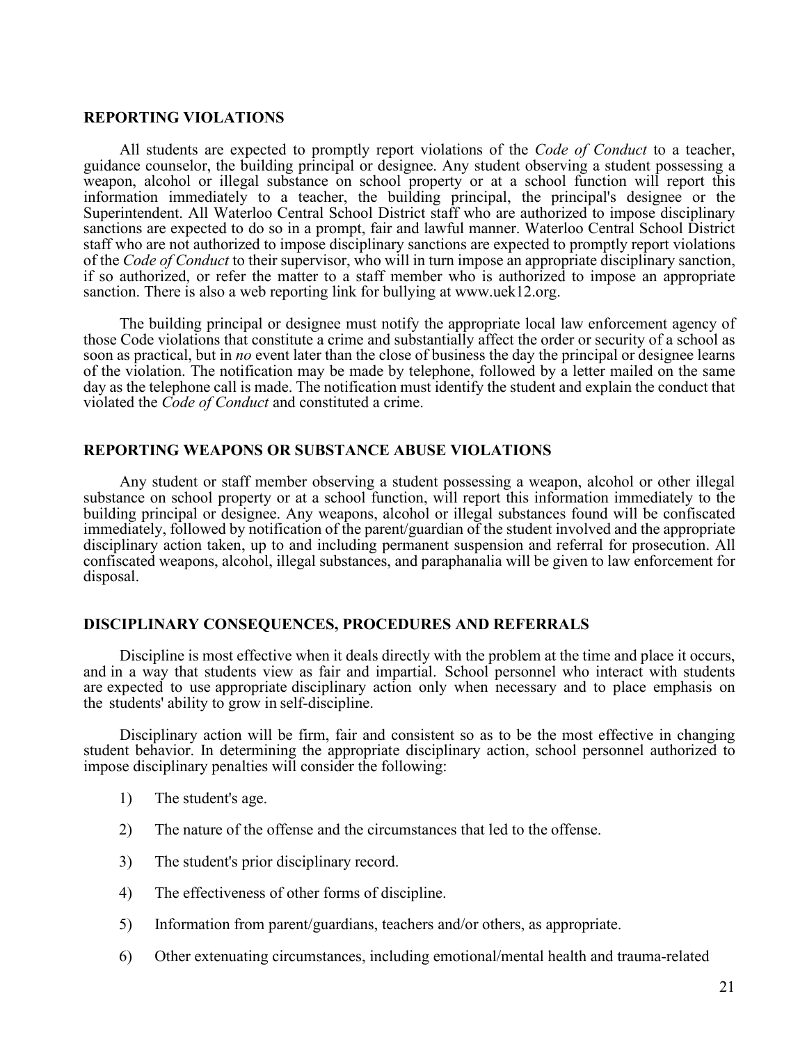## REPORTING VIOLATIONS

All students are expected to promptly report violations of the *Code of Conduct* to a teacher, guidance counselor, the building principal or designee. Any student observing a student possessing a weapon, alcohol or illegal substance on school property or at a school function will report this information immediately to a teacher, the building principal, the principal's designee or the Superintendent. All Waterloo Central School District staff who are authorized to impose disciplinary sanctions are expected to do so in a prompt, fair and lawful manner. Waterloo Central School District staff who are not authorized to impose disciplinary sanctions are expected to promptly report violations of the *Code of Conduct* to their supervisor, who will in turn impose an appropriate disciplinary sanction, if so authorized, or refer the matter to a staff member who is authorized to impose an appropriate sanction. There is also a web reporting link for bullying at www.uek12.org.

The building principal or designee must notify the appropriate local law enforcement agency of those Code violations that constitute a crime and substantially affect the order or security of a school as soon as practical, but in *no* event later than the close of business the day the principal or designee learns of the violation. The notification may be made by telephone, followed by a letter mailed on the same day as the telephone call is made. The notification must identify the student and explain the conduct that violated the *Code of Conduct* and constituted a crime.

## REPORTING WEAPONS OR SUBSTANCE ABUSE VIOLATIONS

Any student or staff member observing a student possessing a weapon, alcohol or other illegal substance on school property or at a school function, will report this information immediately to the building principal or designee. Any weapons, alcohol or illegal substances found will be confiscated immediately, followed by notification of the parent/guardian of the student involved and the appropriate disciplinary action taken, up to and including permanent suspension and referral for prosecution. All confiscated weapons, alcohol, illegal substances, and paraphanalia will be given to law enforcement for disposal.

## DISCIPLINARY CONSEQUENCES, PROCEDURES AND REFERRALS

Discipline is most effective when it deals directly with the problem at the time and place it occurs, and in a way that students view as fair and impartial. School personnel who interact with students are expected to use appropriate disciplinary action only when necessary and to place emphasis on the students' ability to grow in self-discipline.

Disciplinary action will be firm, fair and consistent so as to be the most effective in changing student behavior. In determining the appropriate disciplinary action, school personnel authorized to impose disciplinary penalties will consider the following:

1) The student's age.

2) The nature of the offense and the circumstances that led to the offense.

3) The student's prior disciplinary record.

4) The effectiveness of other forms of discipline.

5) Information from parent/guardians, teachers and/or others, as appropriate.

6) Other extenuating circumstances, including emotional/mental health and trauma-related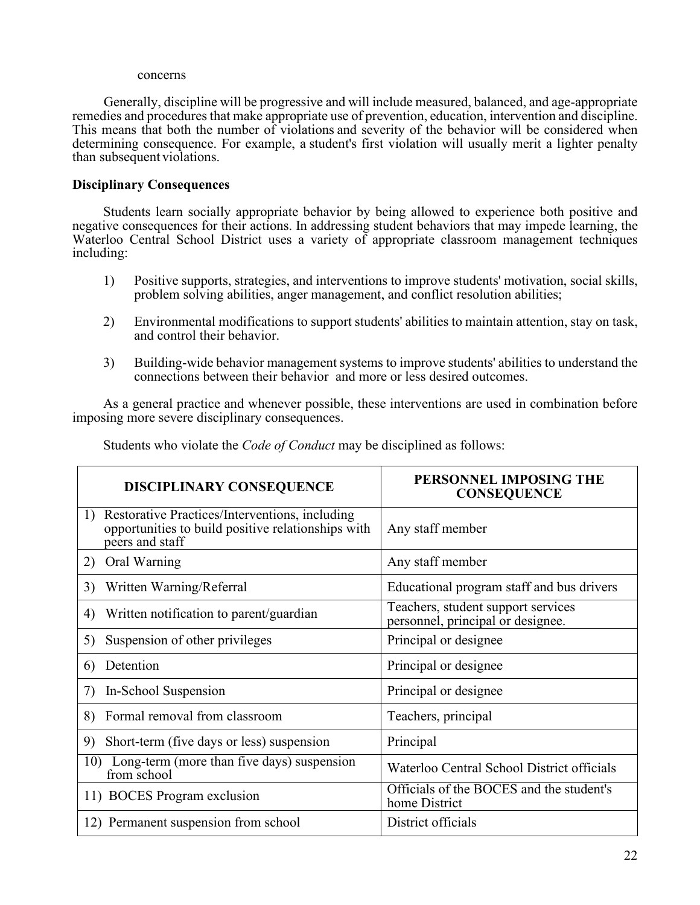concerns

Generally, discipline will be progressive and will include measured, balanced, and age-appropriate remedies and procedures that make appropriate use of prevention, education, intervention and discipline. This means that both the number of violations and severity of the behavior will be considered when determining consequence. For example, a student's first violation will usually merit a lighter penalty than subsequent violations.

**Disciplinary Consequences**

Students learn socially appropriate behavior by being allowed to experience both positive and negative consequences for their actions. In addressing student behaviors that may impede learning, the Waterloo Central School District uses a variety of appropriate classroom management techniques including:

1) Positive supports, strategies, and interventions to improve students' motivation, social skills, problem solving abilities, anger management, and conflict resolution abilities;

2) Environmental modifications to support students' abilities to maintain attention, stay on task, and control their behavior.

3) Building-wide behavior management systems to improve students' abilities to understand the connections between their behavior and more or less desired outcomes.

As a general practice and whenever possible, these interventions are used in combination before imposing more severe disciplinary consequences.

Students who violate the *Code of Conduct* may be disciplined as follows:

| DISCIPLINARY CONSEQUENCE | PERSONNEL IMPOSING THE CONSEQUENCE |
|---|---|
| 1) Restorative Practices/Interventions, including opportunities to build positive relationships with peers and staff | Any staff member |
| 2) Oral Warning | Any staff member |
| 3) Written Warning/Referral | Educational program staff and bus drivers |
| 4) Written notification to parent/guardian | Teachers, student support services personnel, principal or designee. |
| 5) Suspension of other privileges | Principal or designee |
| 6) Detention | Principal or designee |
| 7) In-School Suspension | Principal or designee |
| 8) Formal removal from classroom | Teachers, principal |
| 9) Short-term (five days or less) suspension | Principal |
| 10) Long-term (more than five days) suspension from school | Waterloo Central School District officials |
| 11) BOCES Program exclusion | Officials of the BOCES and the student's home District |
| 12) Permanent suspension from school | District officials |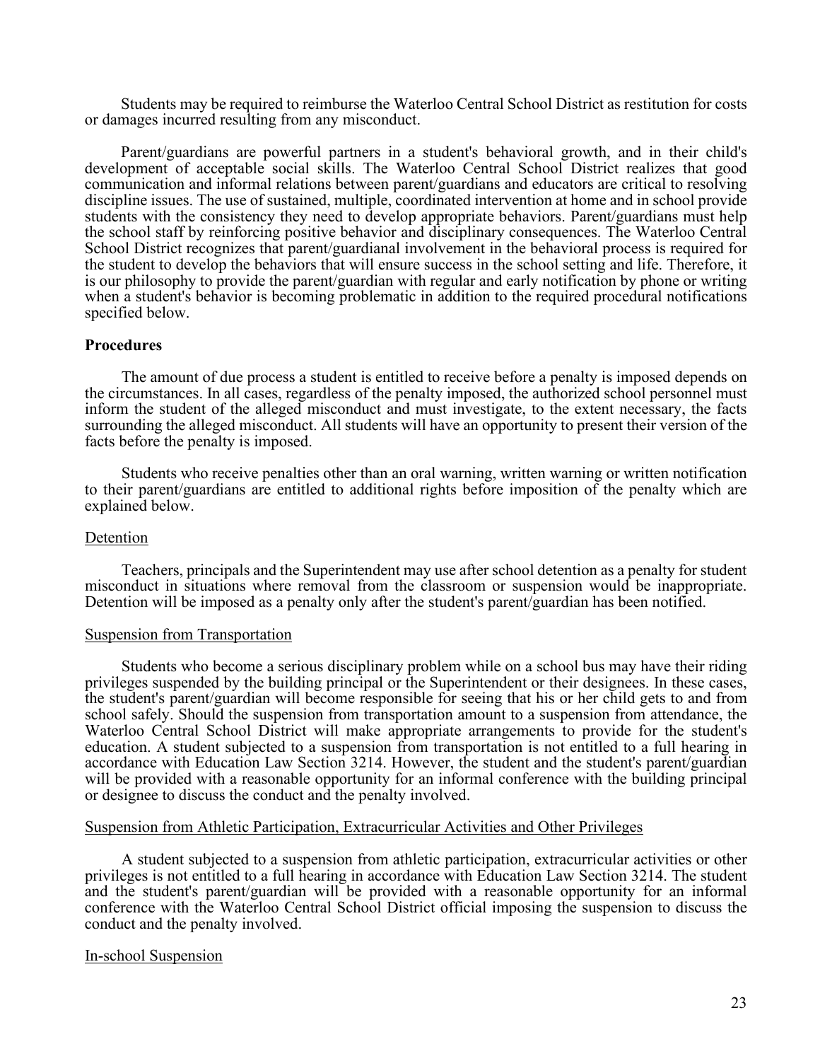Students may be required to reimburse the Waterloo Central School District as restitution for costs or damages incurred resulting from any misconduct.

Parent/guardians are powerful partners in a student's behavioral growth, and in their child's development of acceptable social skills. The Waterloo Central School District realizes that good communication and informal relations between parent/guardians and educators are critical to resolving discipline issues. The use of sustained, multiple, coordinated intervention at home and in school provide students with the consistency they need to develop appropriate behaviors. Parent/guardians must help the school staff by reinforcing positive behavior and disciplinary consequences. The Waterloo Central School District recognizes that parent/guardianal involvement in the behavioral process is required for the student to develop the behaviors that will ensure success in the school setting and life. Therefore, it is our philosophy to provide the parent/guardian with regular and early notification by phone or writing when a student's behavior is becoming problematic in addition to the required procedural notifications specified below.

**Procedures**

The amount of due process a student is entitled to receive before a penalty is imposed depends on the circumstances. In all cases, regardless of the penalty imposed, the authorized school personnel must inform the student of the alleged misconduct and must investigate, to the extent necessary, the facts surrounding the alleged misconduct. All students will have an opportunity to present their version of the facts before the penalty is imposed.

Students who receive penalties other than an oral warning, written warning or written notification to their parent/guardians are entitled to additional rights before imposition of the penalty which are explained below.

<u>Detention</u>

Teachers, principals and the Superintendent may use after school detention as a penalty for student misconduct in situations where removal from the classroom or suspension would be inappropriate. Detention will be imposed as a penalty only after the student's parent/guardian has been notified.

<u>Suspension from Transportation</u>

Students who become a serious disciplinary problem while on a school bus may have their riding privileges suspended by the building principal or the Superintendent or their designees. In these cases, the student's parent/guardian will become responsible for seeing that his or her child gets to and from school safely. Should the suspension from transportation amount to a suspension from attendance, the Waterloo Central School District will make appropriate arrangements to provide for the student's education. A student subjected to a suspension from transportation is not entitled to a full hearing in accordance with Education Law Section 3214. However, the student and the student's parent/guardian will be provided with a reasonable opportunity for an informal conference with the building principal or designee to discuss the conduct and the penalty involved.

<u>Suspension from Athletic Participation, Extracurricular Activities and Other Privileges</u>

A student subjected to a suspension from athletic participation, extracurricular activities or other privileges is not entitled to a full hearing in accordance with Education Law Section 3214. The student and the student's parent/guardian will be provided with a reasonable opportunity for an informal conference with the Waterloo Central School District official imposing the suspension to discuss the conduct and the penalty involved.

<u>In-school Suspension</u>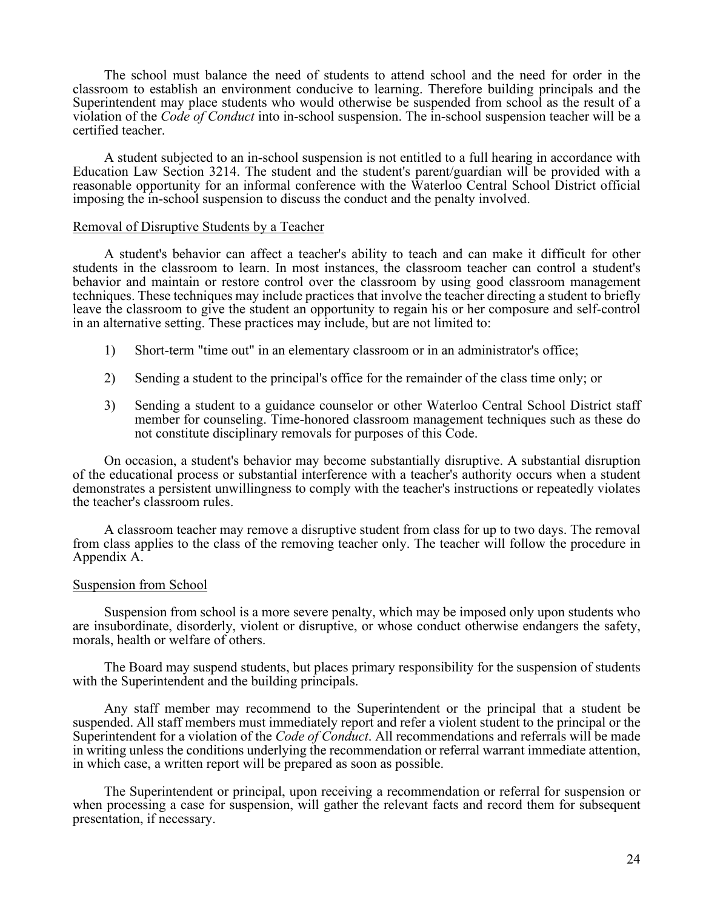The school must balance the need of students to attend school and the need for order in the classroom to establish an environment conducive to learning. Therefore building principals and the Superintendent may place students who would otherwise be suspended from school as the result of a violation of the *Code of Conduct* into in-school suspension. The in-school suspension teacher will be a certified teacher.

A student subjected to an in-school suspension is not entitled to a full hearing in accordance with Education Law Section 3214. The student and the student's parent/guardian will be provided with a reasonable opportunity for an informal conference with the Waterloo Central School District official imposing the in-school suspension to discuss the conduct and the penalty involved.

<u>Removal of Disruptive Students by a Teacher</u>

A student's behavior can affect a teacher's ability to teach and can make it difficult for other students in the classroom to learn. In most instances, the classroom teacher can control a student's behavior and maintain or restore control over the classroom by using good classroom management techniques. These techniques may include practices that involve the teacher directing a student to briefly leave the classroom to give the student an opportunity to regain his or her composure and self-control in an alternative setting. These practices may include, but are not limited to:

1) Short-term "time out" in an elementary classroom or in an administrator's office;

2) Sending a student to the principal's office for the remainder of the class time only; or

3) Sending a student to a guidance counselor or other Waterloo Central School District staff member for counseling. Time-honored classroom management techniques such as these do not constitute disciplinary removals for purposes of this Code.

On occasion, a student's behavior may become substantially disruptive. A substantial disruption of the educational process or substantial interference with a teacher's authority occurs when a student demonstrates a persistent unwillingness to comply with the teacher's instructions or repeatedly violates the teacher's classroom rules.

A classroom teacher may remove a disruptive student from class for up to two days. The removal from class applies to the class of the removing teacher only. The teacher will follow the procedure in Appendix A.

<u>Suspension from School</u>

Suspension from school is a more severe penalty, which may be imposed only upon students who are insubordinate, disorderly, violent or disruptive, or whose conduct otherwise endangers the safety, morals, health or welfare of others.

The Board may suspend students, but places primary responsibility for the suspension of students with the Superintendent and the building principals.

Any staff member may recommend to the Superintendent or the principal that a student be suspended. All staff members must immediately report and refer a violent student to the principal or the Superintendent for a violation of the *Code of Conduct*. All recommendations and referrals will be made in writing unless the conditions underlying the recommendation or referral warrant immediate attention, in which case, a written report will be prepared as soon as possible.

The Superintendent or principal, upon receiving a recommendation or referral for suspension or when processing a case for suspension, will gather the relevant facts and record them for subsequent presentation, if necessary.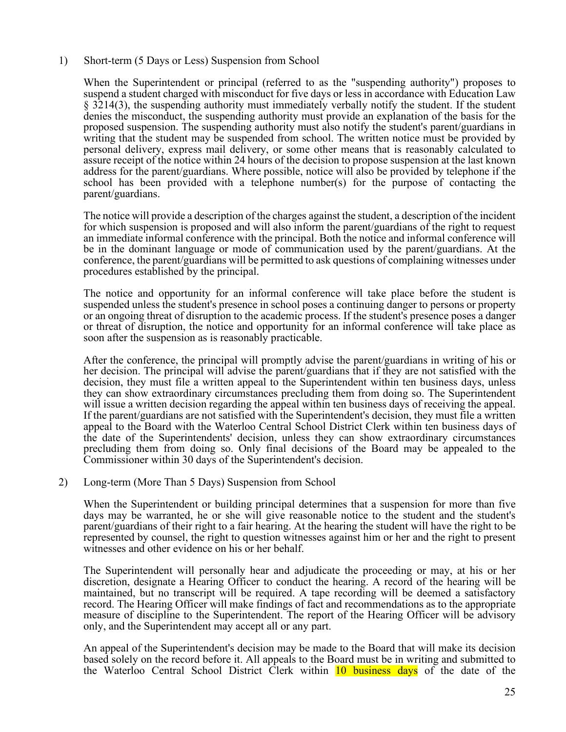1) Short-term (5 Days or Less) Suspension from School

When the Superintendent or principal (referred to as the "suspending authority") proposes to suspend a student charged with misconduct for five days or less in accordance with Education Law § 3214(3), the suspending authority must immediately verbally notify the student. If the student denies the misconduct, the suspending authority must provide an explanation of the basis for the proposed suspension. The suspending authority must also notify the student's parent/guardians in writing that the student may be suspended from school. The written notice must be provided by personal delivery, express mail delivery, or some other means that is reasonably calculated to assure receipt of the notice within 24 hours of the decision to propose suspension at the last known address for the parent/guardians. Where possible, notice will also be provided by telephone if the school has been provided with a telephone number(s) for the purpose of contacting the parent/guardians.

The notice will provide a description of the charges against the student, a description of the incident for which suspension is proposed and will also inform the parent/guardians of the right to request an immediate informal conference with the principal. Both the notice and informal conference will be in the dominant language or mode of communication used by the parent/guardians. At the conference, the parent/guardians will be permitted to ask questions of complaining witnesses under procedures established by the principal.

The notice and opportunity for an informal conference will take place before the student is suspended unless the student's presence in school poses a continuing danger to persons or property or an ongoing threat of disruption to the academic process. If the student's presence poses a danger or threat of disruption, the notice and opportunity for an informal conference will take place as soon after the suspension as is reasonably practicable.

After the conference, the principal will promptly advise the parent/guardians in writing of his or her decision. The principal will advise the parent/guardians that if they are not satisfied with the decision, they must file a written appeal to the Superintendent within ten business days, unless they can show extraordinary circumstances precluding them from doing so. The Superintendent will issue a written decision regarding the appeal within ten business days of receiving the appeal. If the parent/guardians are not satisfied with the Superintendent's decision, they must file a written appeal to the Board with the Waterloo Central School District Clerk within ten business days of the date of the Superintendents' decision, unless they can show extraordinary circumstances precluding them from doing so. Only final decisions of the Board may be appealed to the Commissioner within 30 days of the Superintendent's decision.

2) Long-term (More Than 5 Days) Suspension from School

When the Superintendent or building principal determines that a suspension for more than five days may be warranted, he or she will give reasonable notice to the student and the student's parent/guardians of their right to a fair hearing. At the hearing the student will have the right to be represented by counsel, the right to question witnesses against him or her and the right to present witnesses and other evidence on his or her behalf.

The Superintendent will personally hear and adjudicate the proceeding or may, at his or her discretion, designate a Hearing Officer to conduct the hearing. A record of the hearing will be maintained, but no transcript will be required. A tape recording will be deemed a satisfactory record. The Hearing Officer will make findings of fact and recommendations as to the appropriate measure of discipline to the Superintendent. The report of the Hearing Officer will be advisory only, and the Superintendent may accept all or any part.

An appeal of the Superintendent's decision may be made to the Board that will make its decision based solely on the record before it. All appeals to the Board must be in writing and submitted to the Waterloo Central School District Clerk within 10 business days of the date of the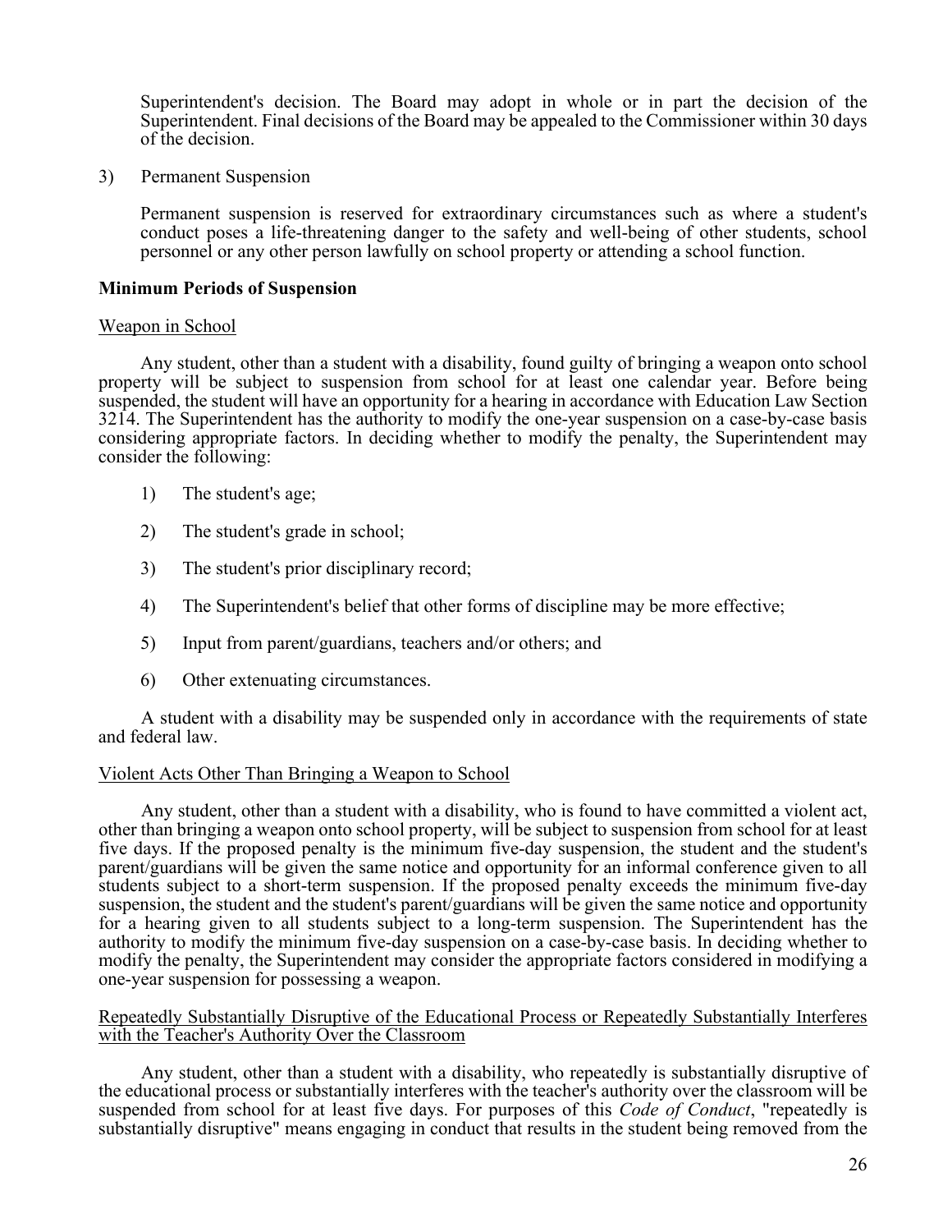Superintendent's decision. The Board may adopt in whole or in part the decision of the Superintendent. Final decisions of the Board may be appealed to the Commissioner within 30 days of the decision.

3) Permanent Suspension

Permanent suspension is reserved for extraordinary circumstances such as where a student's conduct poses a life-threatening danger to the safety and well-being of other students, school personnel or any other person lawfully on school property or attending a school function.

**Minimum Periods of Suspension**

Weapon in School

Any student, other than a student with a disability, found guilty of bringing a weapon onto school property will be subject to suspension from school for at least one calendar year. Before being suspended, the student will have an opportunity for a hearing in accordance with Education Law Section 3214. The Superintendent has the authority to modify the one-year suspension on a case-by-case basis considering appropriate factors. In deciding whether to modify the penalty, the Superintendent may consider the following:

1) The student's age;
2) The student's grade in school;
3) The student's prior disciplinary record;
4) The Superintendent's belief that other forms of discipline may be more effective;
5) Input from parent/guardians, teachers and/or others; and
6) Other extenuating circumstances.

A student with a disability may be suspended only in accordance with the requirements of state and federal law.

Violent Acts Other Than Bringing a Weapon to School

Any student, other than a student with a disability, who is found to have committed a violent act, other than bringing a weapon onto school property, will be subject to suspension from school for at least five days. If the proposed penalty is the minimum five-day suspension, the student and the student's parent/guardians will be given the same notice and opportunity for an informal conference given to all students subject to a short-term suspension. If the proposed penalty exceeds the minimum five-day suspension, the student and the student's parent/guardians will be given the same notice and opportunity for a hearing given to all students subject to a long-term suspension. The Superintendent has the authority to modify the minimum five-day suspension on a case-by-case basis. In deciding whether to modify the penalty, the Superintendent may consider the appropriate factors considered in modifying a one-year suspension for possessing a weapon.

Repeatedly Substantially Disruptive of the Educational Process or Repeatedly Substantially Interferes with the Teacher's Authority Over the Classroom

Any student, other than a student with a disability, who repeatedly is substantially disruptive of the educational process or substantially interferes with the teacher's authority over the classroom will be suspended from school for at least five days. For purposes of this *Code of Conduct*, "repeatedly is substantially disruptive" means engaging in conduct that results in the student being removed from the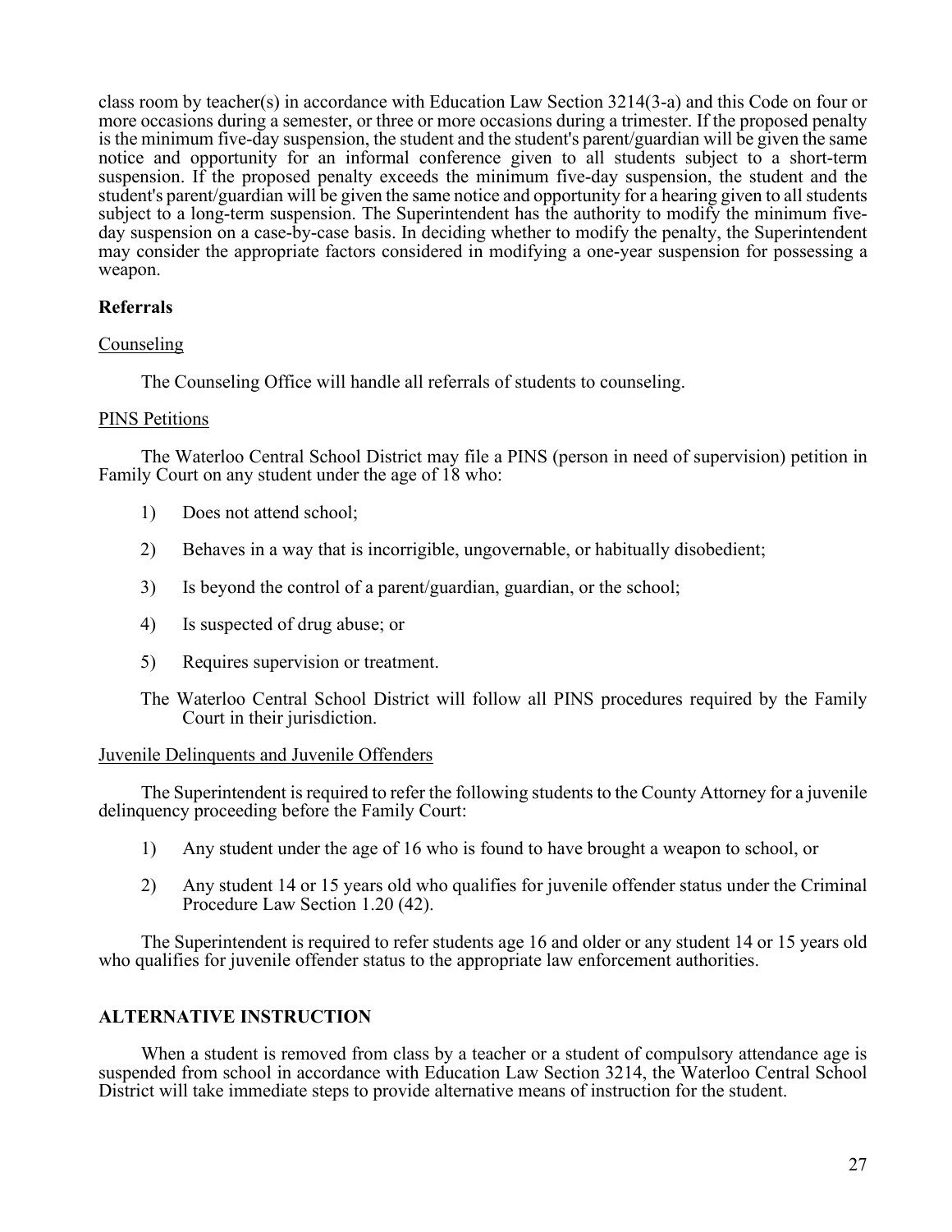class room by teacher(s) in accordance with Education Law Section 3214(3-a) and this Code on four or more occasions during a semester, or three or more occasions during a trimester. If the proposed penalty is the minimum five-day suspension, the student and the student's parent/guardian will be given the same notice and opportunity for an informal conference given to all students subject to a short-term suspension. If the proposed penalty exceeds the minimum five-day suspension, the student and the student's parent/guardian will be given the same notice and opportunity for a hearing given to all students subject to a long-term suspension. The Superintendent has the authority to modify the minimum five-day suspension on a case-by-case basis. In deciding whether to modify the penalty, the Superintendent may consider the appropriate factors considered in modifying a one-year suspension for possessing a weapon.

### Referrals

Counseling

The Counseling Office will handle all referrals of students to counseling.

PINS Petitions

The Waterloo Central School District may file a PINS (person in need of supervision) petition in Family Court on any student under the age of 18 who:

1) Does not attend school;

2) Behaves in a way that is incorrigible, ungovernable, or habitually disobedient;

3) Is beyond the control of a parent/guardian, guardian, or the school;

4) Is suspected of drug abuse; or

5) Requires supervision or treatment.

The Waterloo Central School District will follow all PINS procedures required by the Family Court in their jurisdiction.

Juvenile Delinquents and Juvenile Offenders

The Superintendent is required to refer the following students to the County Attorney for a juvenile delinquency proceeding before the Family Court:

1) Any student under the age of 16 who is found to have brought a weapon to school, or

2) Any student 14 or 15 years old who qualifies for juvenile offender status under the Criminal Procedure Law Section 1.20 (42).

The Superintendent is required to refer students age 16 and older or any student 14 or 15 years old who qualifies for juvenile offender status to the appropriate law enforcement authorities.

## ALTERNATIVE INSTRUCTION

When a student is removed from class by a teacher or a student of compulsory attendance age is suspended from school in accordance with Education Law Section 3214, the Waterloo Central School District will take immediate steps to provide alternative means of instruction for the student.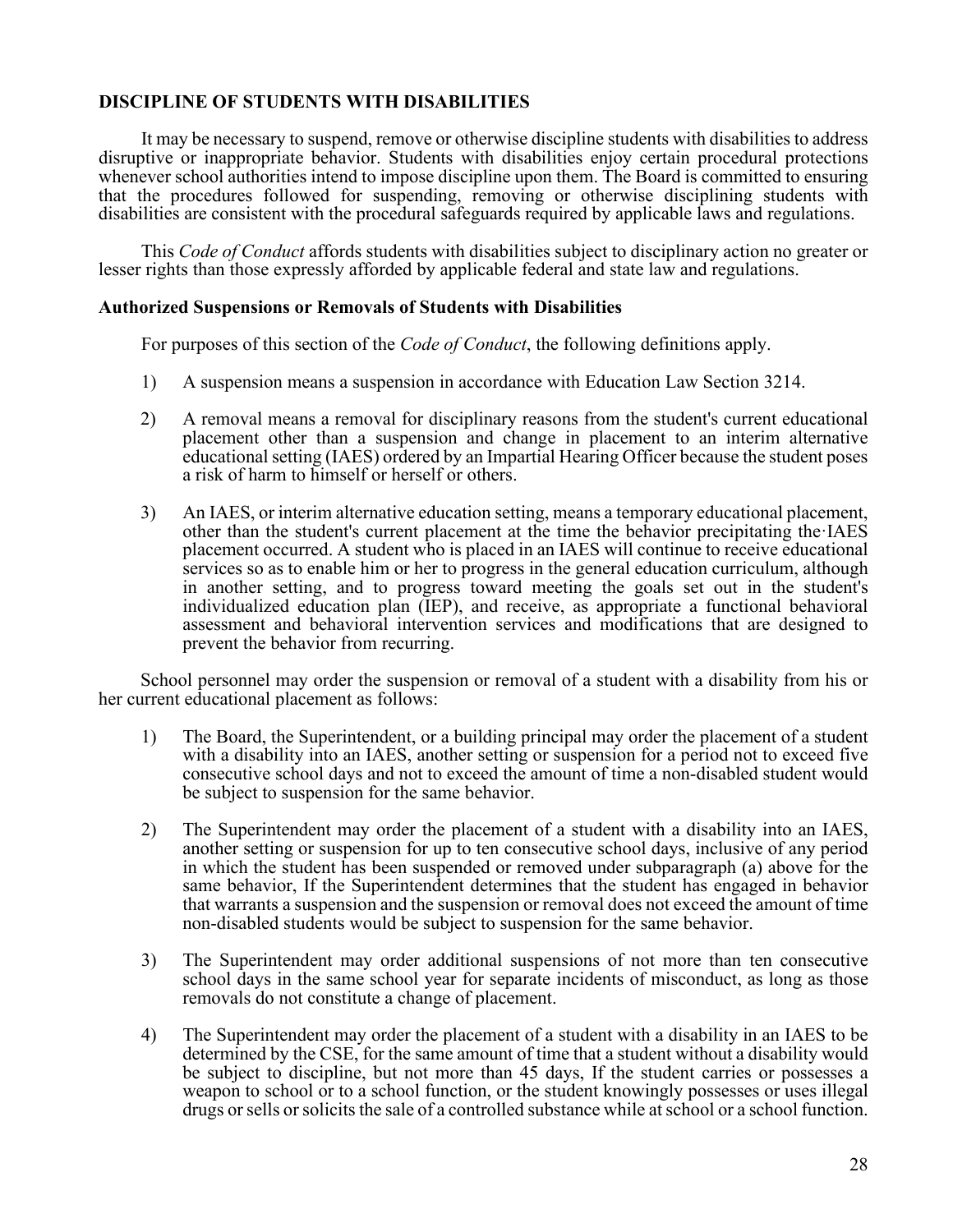## DISCIPLINE OF STUDENTS WITH DISABILITIES

It may be necessary to suspend, remove or otherwise discipline students with disabilities to address disruptive or inappropriate behavior. Students with disabilities enjoy certain procedural protections whenever school authorities intend to impose discipline upon them. The Board is committed to ensuring that the procedures followed for suspending, removing or otherwise disciplining students with disabilities are consistent with the procedural safeguards required by applicable laws and regulations.

This *Code of Conduct* affords students with disabilities subject to disciplinary action no greater or lesser rights than those expressly afforded by applicable federal and state law and regulations.

### Authorized Suspensions or Removals of Students with Disabilities

For purposes of this section of the *Code of Conduct*, the following definitions apply.

1) A suspension means a suspension in accordance with Education Law Section 3214.

2) A removal means a removal for disciplinary reasons from the student's current educational placement other than a suspension and change in placement to an interim alternative educational setting (IAES) ordered by an Impartial Hearing Officer because the student poses a risk of harm to himself or herself or others.

3) An IAES, or interim alternative education setting, means a temporary educational placement, other than the student's current placement at the time the behavior precipitating the·IAES placement occurred. A student who is placed in an IAES will continue to receive educational services so as to enable him or her to progress in the general education curriculum, although in another setting, and to progress toward meeting the goals set out in the student's individualized education plan (IEP), and receive, as appropriate a functional behavioral assessment and behavioral intervention services and modifications that are designed to prevent the behavior from recurring.

School personnel may order the suspension or removal of a student with a disability from his or her current educational placement as follows:

1) The Board, the Superintendent, or a building principal may order the placement of a student with a disability into an IAES, another setting or suspension for a period not to exceed five consecutive school days and not to exceed the amount of time a non-disabled student would be subject to suspension for the same behavior.

2) The Superintendent may order the placement of a student with a disability into an IAES, another setting or suspension for up to ten consecutive school days, inclusive of any period in which the student has been suspended or removed under subparagraph (a) above for the same behavior, If the Superintendent determines that the student has engaged in behavior that warrants a suspension and the suspension or removal does not exceed the amount of time non-disabled students would be subject to suspension for the same behavior.

3) The Superintendent may order additional suspensions of not more than ten consecutive school days in the same school year for separate incidents of misconduct, as long as those removals do not constitute a change of placement.

4) The Superintendent may order the placement of a student with a disability in an IAES to be determined by the CSE, for the same amount of time that a student without a disability would be subject to discipline, but not more than 45 days, If the student carries or possesses a weapon to school or to a school function, or the student knowingly possesses or uses illegal drugs or sells or solicits the sale of a controlled substance while at school or a school function.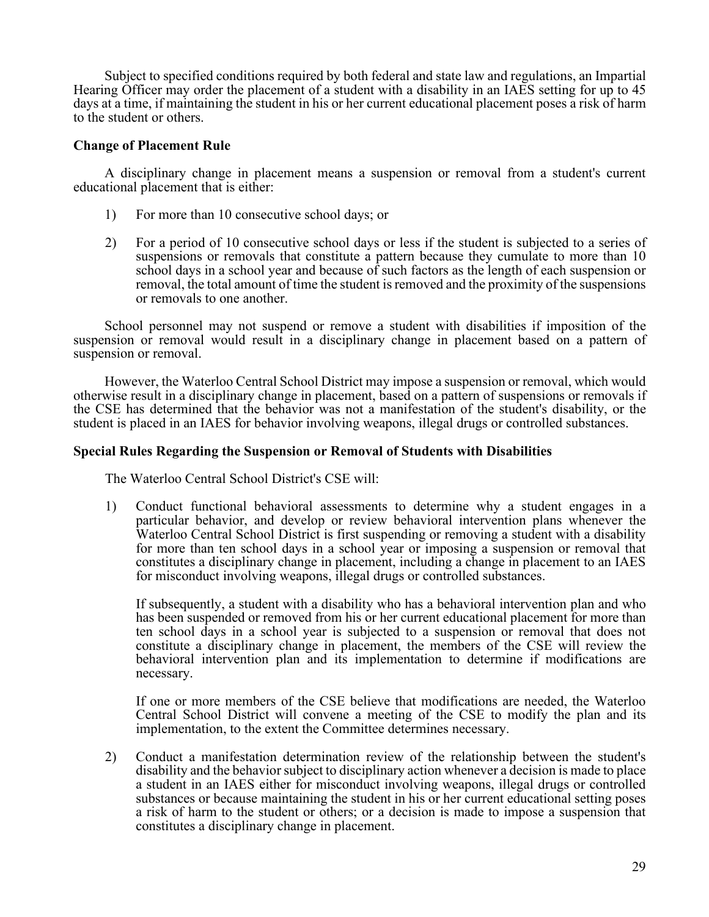Subject to specified conditions required by both federal and state law and regulations, an Impartial Hearing Officer may order the placement of a student with a disability in an IAES setting for up to 45 days at a time, if maintaining the student in his or her current educational placement poses a risk of harm to the student or others.

**Change of Placement Rule**

A disciplinary change in placement means a suspension or removal from a student's current educational placement that is either:

1) For more than 10 consecutive school days; or

2) For a period of 10 consecutive school days or less if the student is subjected to a series of suspensions or removals that constitute a pattern because they cumulate to more than 10 school days in a school year and because of such factors as the length of each suspension or removal, the total amount of time the student is removed and the proximity of the suspensions or removals to one another.

School personnel may not suspend or remove a student with disabilities if imposition of the suspension or removal would result in a disciplinary change in placement based on a pattern of suspension or removal.

However, the Waterloo Central School District may impose a suspension or removal, which would otherwise result in a disciplinary change in placement, based on a pattern of suspensions or removals if the CSE has determined that the behavior was not a manifestation of the student's disability, or the student is placed in an IAES for behavior involving weapons, illegal drugs or controlled substances.

**Special Rules Regarding the Suspension or Removal of Students with Disabilities**

The Waterloo Central School District's CSE will:

1) Conduct functional behavioral assessments to determine why a student engages in a particular behavior, and develop or review behavioral intervention plans whenever the Waterloo Central School District is first suspending or removing a student with a disability for more than ten school days in a school year or imposing a suspension or removal that constitutes a disciplinary change in placement, including a change in placement to an IAES for misconduct involving weapons, illegal drugs or controlled substances.

   If subsequently, a student with a disability who has a behavioral intervention plan and who has been suspended or removed from his or her current educational placement for more than ten school days in a school year is subjected to a suspension or removal that does not constitute a disciplinary change in placement, the members of the CSE will review the behavioral intervention plan and its implementation to determine if modifications are necessary.

   If one or more members of the CSE believe that modifications are needed, the Waterloo Central School District will convene a meeting of the CSE to modify the plan and its implementation, to the extent the Committee determines necessary.

2) Conduct a manifestation determination review of the relationship between the student's disability and the behavior subject to disciplinary action whenever a decision is made to place a student in an IAES either for misconduct involving weapons, illegal drugs or controlled substances or because maintaining the student in his or her current educational setting poses a risk of harm to the student or others; or a decision is made to impose a suspension that constitutes a disciplinary change in placement.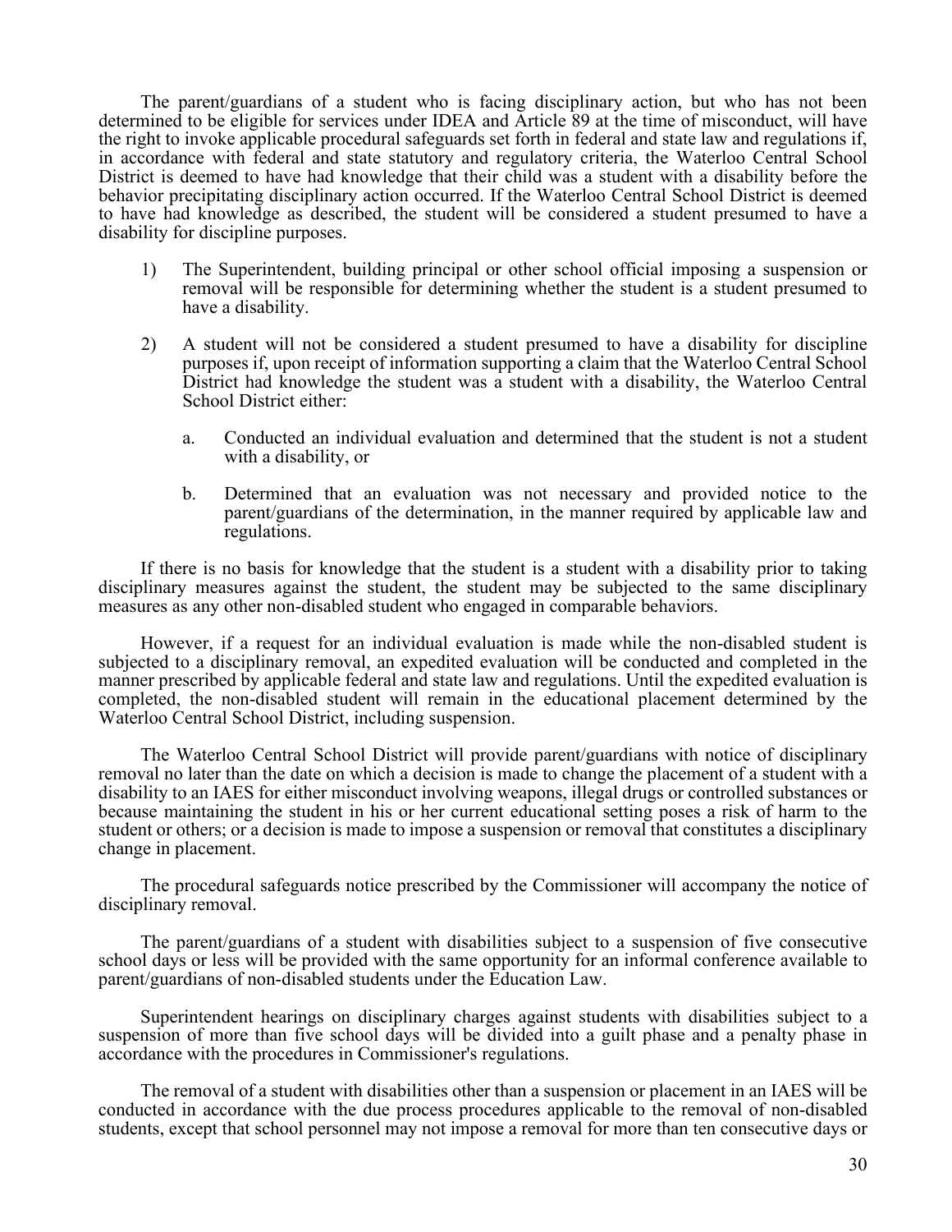The parent/guardians of a student who is facing disciplinary action, but who has not been determined to be eligible for services under IDEA and Article 89 at the time of misconduct, will have the right to invoke applicable procedural safeguards set forth in federal and state law and regulations if, in accordance with federal and state statutory and regulatory criteria, the Waterloo Central School District is deemed to have had knowledge that their child was a student with a disability before the behavior precipitating disciplinary action occurred. If the Waterloo Central School District is deemed to have had knowledge as described, the student will be considered a student presumed to have a disability for discipline purposes.

1) The Superintendent, building principal or other school official imposing a suspension or removal will be responsible for determining whether the student is a student presumed to have a disability.

2) A student will not be considered a student presumed to have a disability for discipline purposes if, upon receipt of information supporting a claim that the Waterloo Central School District had knowledge the student was a student with a disability, the Waterloo Central School District either:

   a. Conducted an individual evaluation and determined that the student is not a student with a disability, or

   b. Determined that an evaluation was not necessary and provided notice to the parent/guardians of the determination, in the manner required by applicable law and regulations.

If there is no basis for knowledge that the student is a student with a disability prior to taking disciplinary measures against the student, the student may be subjected to the same disciplinary measures as any other non-disabled student who engaged in comparable behaviors.

However, if a request for an individual evaluation is made while the non-disabled student is subjected to a disciplinary removal, an expedited evaluation will be conducted and completed in the manner prescribed by applicable federal and state law and regulations. Until the expedited evaluation is completed, the non-disabled student will remain in the educational placement determined by the Waterloo Central School District, including suspension.

The Waterloo Central School District will provide parent/guardians with notice of disciplinary removal no later than the date on which a decision is made to change the placement of a student with a disability to an IAES for either misconduct involving weapons, illegal drugs or controlled substances or because maintaining the student in his or her current educational setting poses a risk of harm to the student or others; or a decision is made to impose a suspension or removal that constitutes a disciplinary change in placement.

The procedural safeguards notice prescribed by the Commissioner will accompany the notice of disciplinary removal.

The parent/guardians of a student with disabilities subject to a suspension of five consecutive school days or less will be provided with the same opportunity for an informal conference available to parent/guardians of non-disabled students under the Education Law.

Superintendent hearings on disciplinary charges against students with disabilities subject to a suspension of more than five school days will be divided into a guilt phase and a penalty phase in accordance with the procedures in Commissioner's regulations.

The removal of a student with disabilities other than a suspension or placement in an IAES will be conducted in accordance with the due process procedures applicable to the removal of non-disabled students, except that school personnel may not impose a removal for more than ten consecutive days or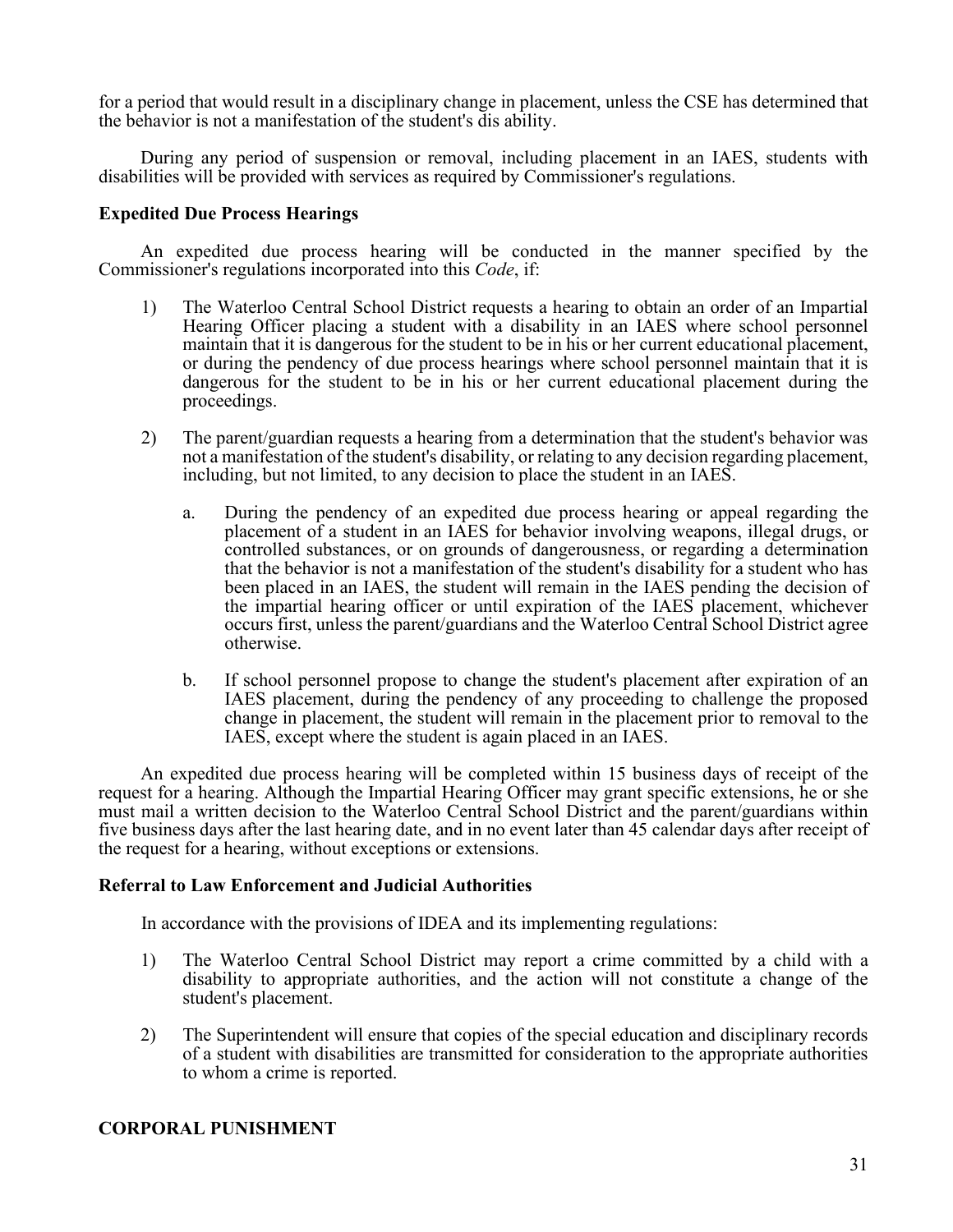for a period that would result in a disciplinary change in placement, unless the CSE has determined that the behavior is not a manifestation of the student's dis ability.

During any period of suspension or removal, including placement in an IAES, students with disabilities will be provided with services as required by Commissioner's regulations.

### Expedited Due Process Hearings

An expedited due process hearing will be conducted in the manner specified by the Commissioner's regulations incorporated into this *Code*, if:

1) The Waterloo Central School District requests a hearing to obtain an order of an Impartial Hearing Officer placing a student with a disability in an IAES where school personnel maintain that it is dangerous for the student to be in his or her current educational placement, or during the pendency of due process hearings where school personnel maintain that it is dangerous for the student to be in his or her current educational placement during the proceedings.

2) The parent/guardian requests a hearing from a determination that the student's behavior was not a manifestation of the student's disability, or relating to any decision regarding placement, including, but not limited, to any decision to place the student in an IAES.

   a. During the pendency of an expedited due process hearing or appeal regarding the placement of a student in an IAES for behavior involving weapons, illegal drugs, or controlled substances, or on grounds of dangerousness, or regarding a determination that the behavior is not a manifestation of the student's disability for a student who has been placed in an IAES, the student will remain in the IAES pending the decision of the impartial hearing officer or until expiration of the IAES placement, whichever occurs first, unless the parent/guardians and the Waterloo Central School District agree otherwise.

   b. If school personnel propose to change the student's placement after expiration of an IAES placement, during the pendency of any proceeding to challenge the proposed change in placement, the student will remain in the placement prior to removal to the IAES, except where the student is again placed in an IAES.

An expedited due process hearing will be completed within 15 business days of receipt of the request for a hearing. Although the Impartial Hearing Officer may grant specific extensions, he or she must mail a written decision to the Waterloo Central School District and the parent/guardians within five business days after the last hearing date, and in no event later than 45 calendar days after receipt of the request for a hearing, without exceptions or extensions.

### Referral to Law Enforcement and Judicial Authorities

In accordance with the provisions of IDEA and its implementing regulations:

1) The Waterloo Central School District may report a crime committed by a child with a disability to appropriate authorities, and the action will not constitute a change of the student's placement.

2) The Superintendent will ensure that copies of the special education and disciplinary records of a student with disabilities are transmitted for consideration to the appropriate authorities to whom a crime is reported.

## CORPORAL PUNISHMENT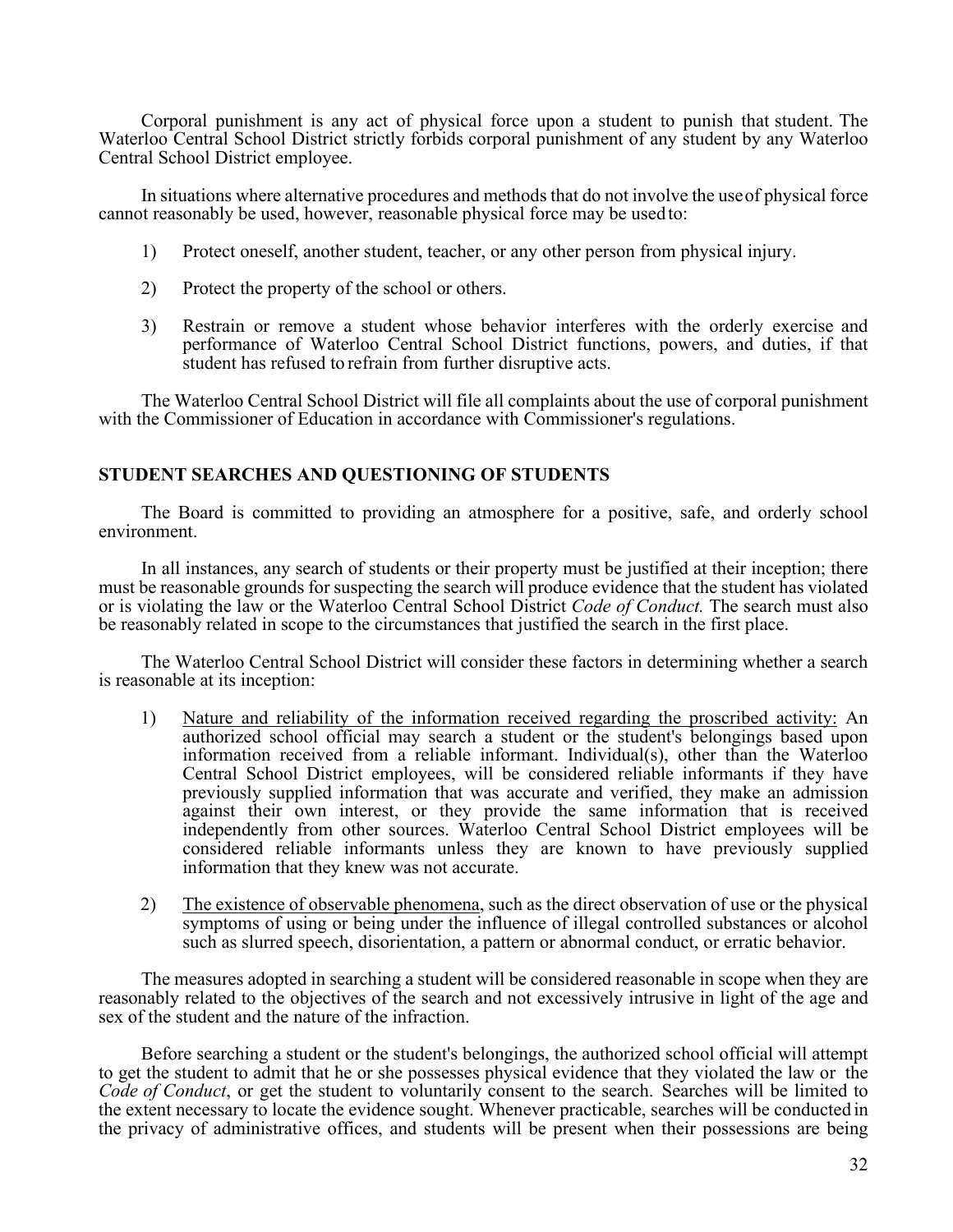Corporal punishment is any act of physical force upon a student to punish that student. The Waterloo Central School District strictly forbids corporal punishment of any student by any Waterloo Central School District employee.

In situations where alternative procedures and methods that do not involve the use of physical force cannot reasonably be used, however, reasonable physical force may be used to:

1) Protect oneself, another student, teacher, or any other person from physical injury.

2) Protect the property of the school or others.

3) Restrain or remove a student whose behavior interferes with the orderly exercise and performance of Waterloo Central School District functions, powers, and duties, if that student has refused to refrain from further disruptive acts.

The Waterloo Central School District will file all complaints about the use of corporal punishment with the Commissioner of Education in accordance with Commissioner's regulations.

## STUDENT SEARCHES AND QUESTIONING OF STUDENTS

The Board is committed to providing an atmosphere for a positive, safe, and orderly school environment.

In all instances, any search of students or their property must be justified at their inception; there must be reasonable grounds for suspecting the search will produce evidence that the student has violated or is violating the law or the Waterloo Central School District *Code of Conduct.* The search must also be reasonably related in scope to the circumstances that justified the search in the first place.

The Waterloo Central School District will consider these factors in determining whether a search is reasonable at its inception:

1) Nature and reliability of the information received regarding the proscribed activity: An authorized school official may search a student or the student's belongings based upon information received from a reliable informant. Individual(s), other than the Waterloo Central School District employees, will be considered reliable informants if they have previously supplied information that was accurate and verified, they make an admission against their own interest, or they provide the same information that is received independently from other sources. Waterloo Central School District employees will be considered reliable informants unless they are known to have previously supplied information that they knew was not accurate.

2) The existence of observable phenomena, such as the direct observation of use or the physical symptoms of using or being under the influence of illegal controlled substances or alcohol such as slurred speech, disorientation, a pattern or abnormal conduct, or erratic behavior.

The measures adopted in searching a student will be considered reasonable in scope when they are reasonably related to the objectives of the search and not excessively intrusive in light of the age and sex of the student and the nature of the infraction.

Before searching a student or the student's belongings, the authorized school official will attempt to get the student to admit that he or she possesses physical evidence that they violated the law or the *Code of Conduct*, or get the student to voluntarily consent to the search. Searches will be limited to the extent necessary to locate the evidence sought. Whenever practicable, searches will be conducted in the privacy of administrative offices, and students will be present when their possessions are being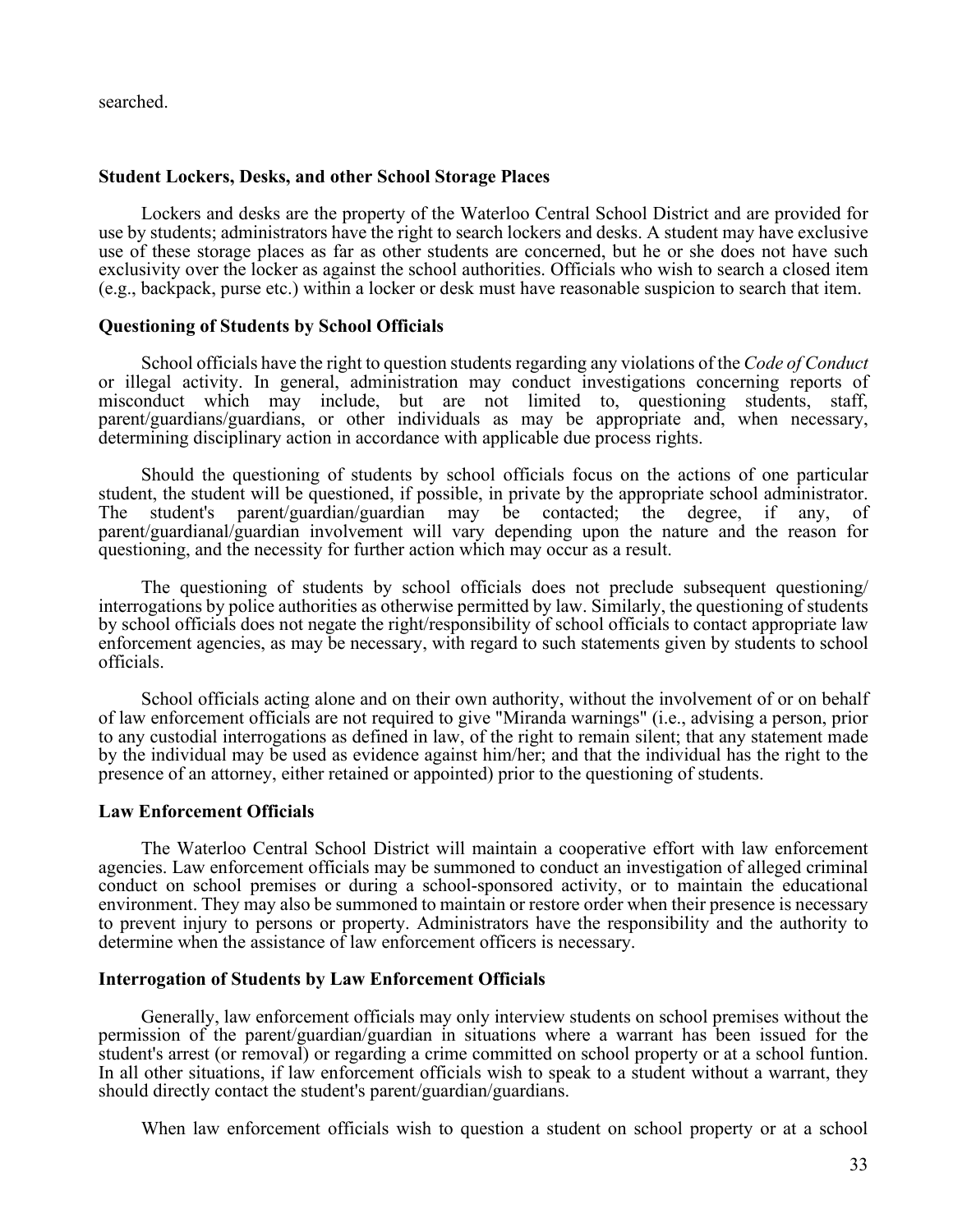searched.

## Student Lockers, Desks, and other School Storage Places

Lockers and desks are the property of the Waterloo Central School District and are provided for use by students; administrators have the right to search lockers and desks. A student may have exclusive use of these storage places as far as other students are concerned, but he or she does not have such exclusivity over the locker as against the school authorities. Officials who wish to search a closed item (e.g., backpack, purse etc.) within a locker or desk must have reasonable suspicion to search that item.

## Questioning of Students by School Officials

School officials have the right to question students regarding any violations of the *Code of Conduct* or illegal activity. In general, administration may conduct investigations concerning reports of misconduct which may include, but are not limited to, questioning students, staff, parent/guardians/guardians, or other individuals as may be appropriate and, when necessary, determining disciplinary action in accordance with applicable due process rights.

Should the questioning of students by school officials focus on the actions of one particular student, the student will be questioned, if possible, in private by the appropriate school administrator. The student's parent/guardian/guardian may be contacted; the degree, if any, of parent/guardianal/guardian involvement will vary depending upon the nature and the reason for questioning, and the necessity for further action which may occur as a result.

The questioning of students by school officials does not preclude subsequent questioning/ interrogations by police authorities as otherwise permitted by law. Similarly, the questioning of students by school officials does not negate the right/responsibility of school officials to contact appropriate law enforcement agencies, as may be necessary, with regard to such statements given by students to school officials.

School officials acting alone and on their own authority, without the involvement of or on behalf of law enforcement officials are not required to give "Miranda warnings" (i.e., advising a person, prior to any custodial interrogations as defined in law, of the right to remain silent; that any statement made by the individual may be used as evidence against him/her; and that the individual has the right to the presence of an attorney, either retained or appointed) prior to the questioning of students.

## Law Enforcement Officials

The Waterloo Central School District will maintain a cooperative effort with law enforcement agencies. Law enforcement officials may be summoned to conduct an investigation of alleged criminal conduct on school premises or during a school-sponsored activity, or to maintain the educational environment. They may also be summoned to maintain or restore order when their presence is necessary to prevent injury to persons or property. Administrators have the responsibility and the authority to determine when the assistance of law enforcement officers is necessary.

## Interrogation of Students by Law Enforcement Officials

Generally, law enforcement officials may only interview students on school premises without the permission of the parent/guardian/guardian in situations where a warrant has been issued for the student's arrest (or removal) or regarding a crime committed on school property or at a school funtion. In all other situations, if law enforcement officials wish to speak to a student without a warrant, they should directly contact the student's parent/guardian/guardians.

When law enforcement officials wish to question a student on school property or at a school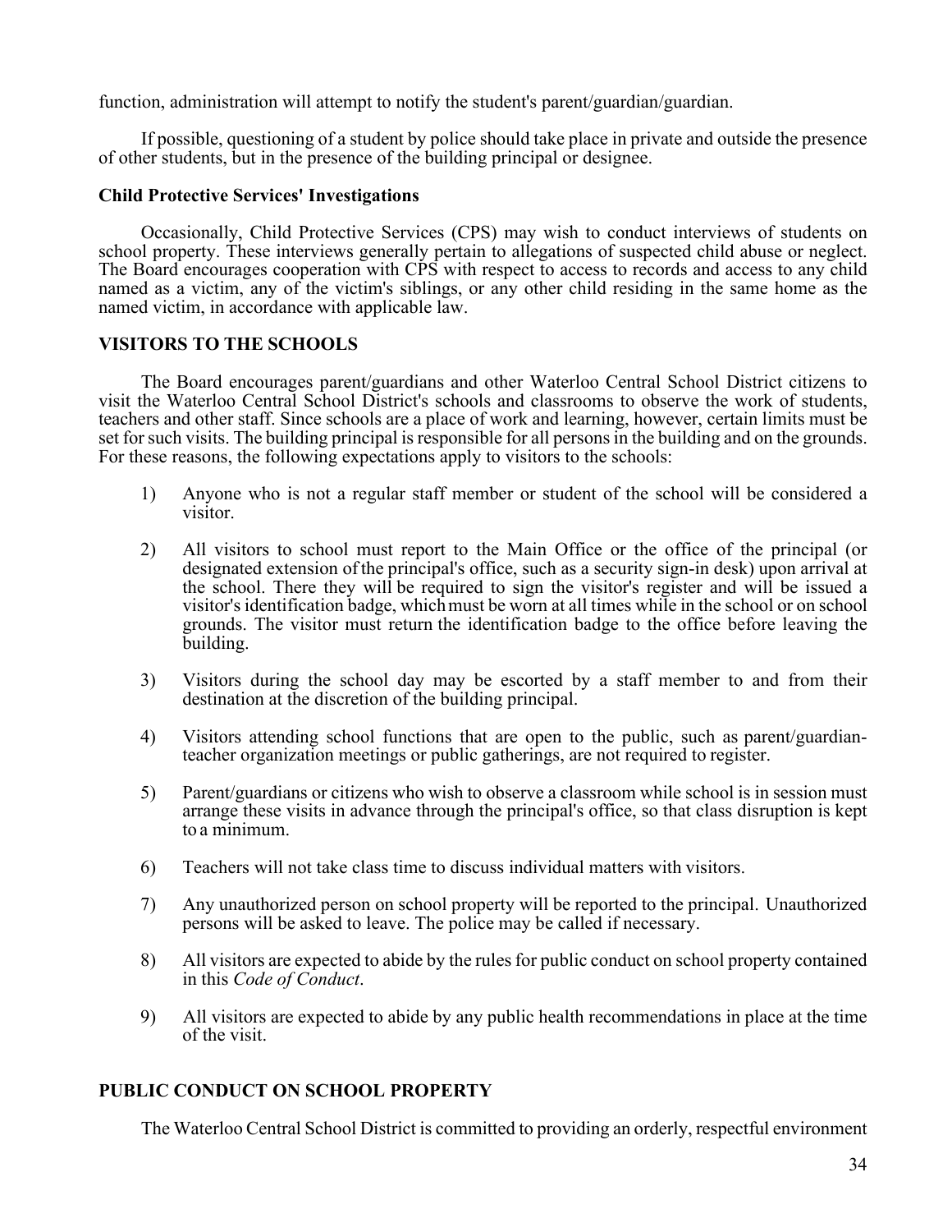function, administration will attempt to notify the student's parent/guardian/guardian.

If possible, questioning of a student by police should take place in private and outside the presence of other students, but in the presence of the building principal or designee.

### Child Protective Services' Investigations

Occasionally, Child Protective Services (CPS) may wish to conduct interviews of students on school property. These interviews generally pertain to allegations of suspected child abuse or neglect. The Board encourages cooperation with CPS with respect to access to records and access to any child named as a victim, any of the victim's siblings, or any other child residing in the same home as the named victim, in accordance with applicable law.

## VISITORS TO THE SCHOOLS

The Board encourages parent/guardians and other Waterloo Central School District citizens to visit the Waterloo Central School District's schools and classrooms to observe the work of students, teachers and other staff. Since schools are a place of work and learning, however, certain limits must be set for such visits. The building principal is responsible for all persons in the building and on the grounds. For these reasons, the following expectations apply to visitors to the schools:

1) Anyone who is not a regular staff member or student of the school will be considered a visitor.

2) All visitors to school must report to the Main Office or the office of the principal (or designated extension of the principal's office, such as a security sign-in desk) upon arrival at the school. There they will be required to sign the visitor's register and will be issued a visitor's identification badge, which must be worn at all times while in the school or on school grounds. The visitor must return the identification badge to the office before leaving the building.

3) Visitors during the school day may be escorted by a staff member to and from their destination at the discretion of the building principal.

4) Visitors attending school functions that are open to the public, such as parent/guardian-teacher organization meetings or public gatherings, are not required to register.

5) Parent/guardians or citizens who wish to observe a classroom while school is in session must arrange these visits in advance through the principal's office, so that class disruption is kept to a minimum.

6) Teachers will not take class time to discuss individual matters with visitors.

7) Any unauthorized person on school property will be reported to the principal. Unauthorized persons will be asked to leave. The police may be called if necessary.

8) All visitors are expected to abide by the rules for public conduct on school property contained in this *Code of Conduct*.

9) All visitors are expected to abide by any public health recommendations in place at the time of the visit.

## PUBLIC CONDUCT ON SCHOOL PROPERTY

The Waterloo Central School District is committed to providing an orderly, respectful environment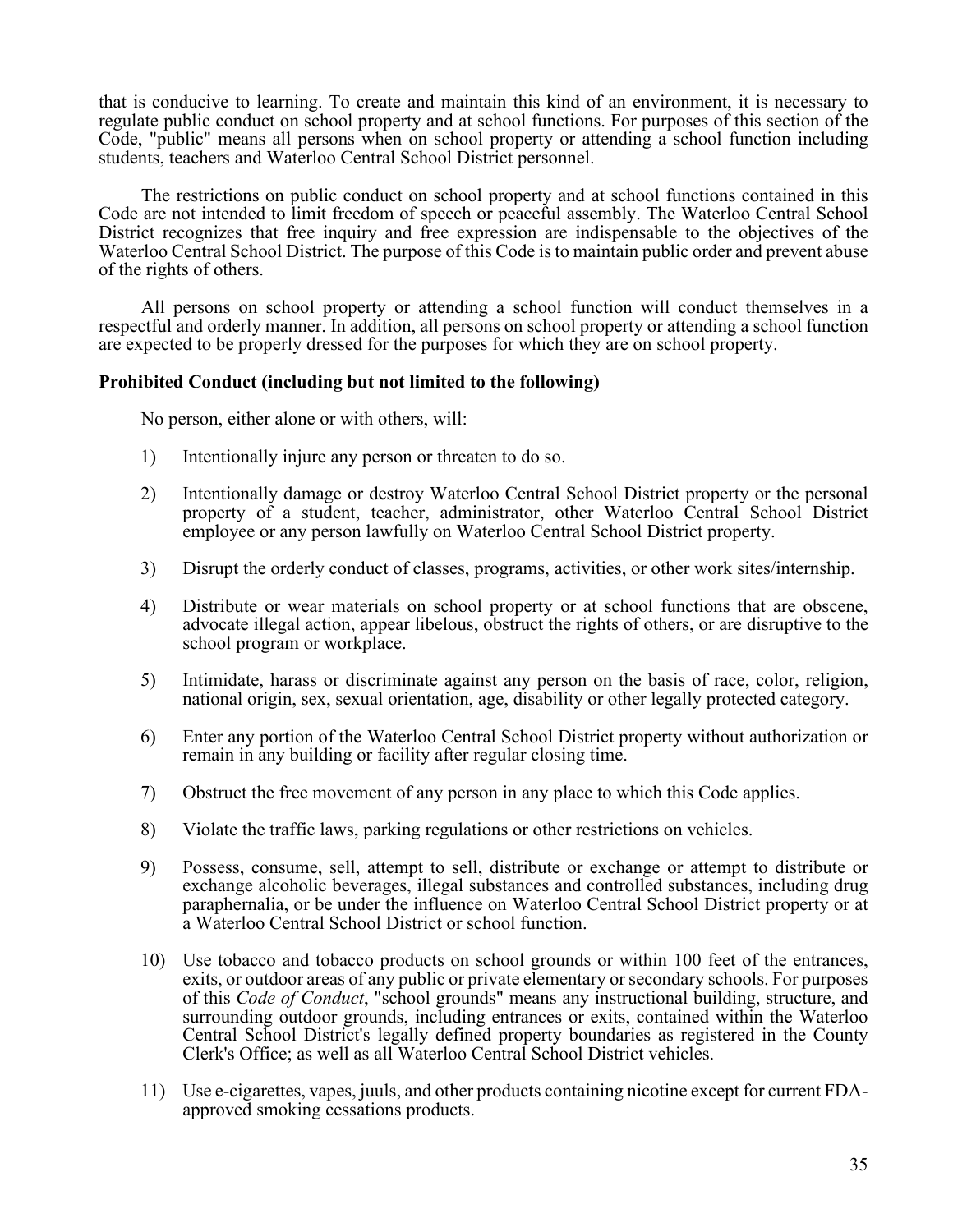that is conducive to learning. To create and maintain this kind of an environment, it is necessary to regulate public conduct on school property and at school functions. For purposes of this section of the Code, "public" means all persons when on school property or attending a school function including students, teachers and Waterloo Central School District personnel.

The restrictions on public conduct on school property and at school functions contained in this Code are not intended to limit freedom of speech or peaceful assembly. The Waterloo Central School District recognizes that free inquiry and free expression are indispensable to the objectives of the Waterloo Central School District. The purpose of this Code is to maintain public order and prevent abuse of the rights of others.

All persons on school property or attending a school function will conduct themselves in a respectful and orderly manner. In addition, all persons on school property or attending a school function are expected to be properly dressed for the purposes for which they are on school property.

**Prohibited Conduct (including but not limited to the following)**

No person, either alone or with others, will:

1) Intentionally injure any person or threaten to do so.

2) Intentionally damage or destroy Waterloo Central School District property or the personal property of a student, teacher, administrator, other Waterloo Central School District employee or any person lawfully on Waterloo Central School District property.

3) Disrupt the orderly conduct of classes, programs, activities, or other work sites/internship.

4) Distribute or wear materials on school property or at school functions that are obscene, advocate illegal action, appear libelous, obstruct the rights of others, or are disruptive to the school program or workplace.

5) Intimidate, harass or discriminate against any person on the basis of race, color, religion, national origin, sex, sexual orientation, age, disability or other legally protected category.

6) Enter any portion of the Waterloo Central School District property without authorization or remain in any building or facility after regular closing time.

7) Obstruct the free movement of any person in any place to which this Code applies.

8) Violate the traffic laws, parking regulations or other restrictions on vehicles.

9) Possess, consume, sell, attempt to sell, distribute or exchange or attempt to distribute or exchange alcoholic beverages, illegal substances and controlled substances, including drug paraphernalia, or be under the influence on Waterloo Central School District property or at a Waterloo Central School District or school function.

10) Use tobacco and tobacco products on school grounds or within 100 feet of the entrances, exits, or outdoor areas of any public or private elementary or secondary schools. For purposes of this *Code of Conduct*, "school grounds" means any instructional building, structure, and surrounding outdoor grounds, including entrances or exits, contained within the Waterloo Central School District's legally defined property boundaries as registered in the County Clerk's Office; as well as all Waterloo Central School District vehicles.

11) Use e-cigarettes, vapes, juuls, and other products containing nicotine except for current FDA-approved smoking cessations products.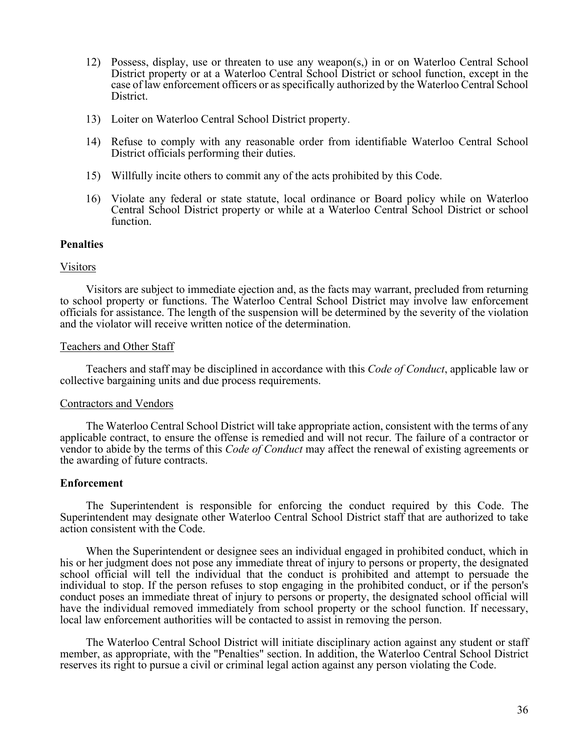12) Possess, display, use or threaten to use any weapon(s,) in or on Waterloo Central School District property or at a Waterloo Central School District or school function, except in the case of law enforcement officers or as specifically authorized by the Waterloo Central School District.

13) Loiter on Waterloo Central School District property.

14) Refuse to comply with any reasonable order from identifiable Waterloo Central School District officials performing their duties.

15) Willfully incite others to commit any of the acts prohibited by this Code.

16) Violate any federal or state statute, local ordinance or Board policy while on Waterloo Central School District property or while at a Waterloo Central School District or school function.

**Penalties**

Visitors

Visitors are subject to immediate ejection and, as the facts may warrant, precluded from returning to school property or functions. The Waterloo Central School District may involve law enforcement officials for assistance. The length of the suspension will be determined by the severity of the violation and the violator will receive written notice of the determination.

Teachers and Other Staff

Teachers and staff may be disciplined in accordance with this *Code of Conduct*, applicable law or collective bargaining units and due process requirements.

Contractors and Vendors

The Waterloo Central School District will take appropriate action, consistent with the terms of any applicable contract, to ensure the offense is remedied and will not recur. The failure of a contractor or vendor to abide by the terms of this *Code of Conduct* may affect the renewal of existing agreements or the awarding of future contracts.

**Enforcement**

The Superintendent is responsible for enforcing the conduct required by this Code. The Superintendent may designate other Waterloo Central School District staff that are authorized to take action consistent with the Code.

When the Superintendent or designee sees an individual engaged in prohibited conduct, which in his or her judgment does not pose any immediate threat of injury to persons or property, the designated school official will tell the individual that the conduct is prohibited and attempt to persuade the individual to stop. If the person refuses to stop engaging in the prohibited conduct, or if the person's conduct poses an immediate threat of injury to persons or property, the designated school official will have the individual removed immediately from school property or the school function. If necessary, local law enforcement authorities will be contacted to assist in removing the person.

The Waterloo Central School District will initiate disciplinary action against any student or staff member, as appropriate, with the "Penalties" section. In addition, the Waterloo Central School District reserves its right to pursue a civil or criminal legal action against any person violating the Code.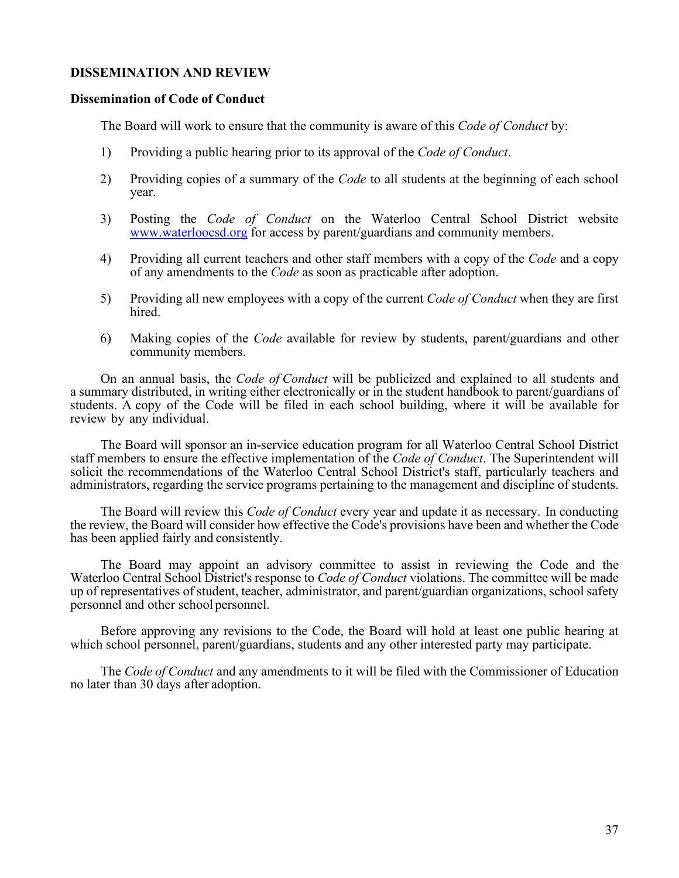## DISSEMINATION AND REVIEW

### Dissemination of Code of Conduct

The Board will work to ensure that the community is aware of this *Code of Conduct* by:

1) Providing a public hearing prior to its approval of the *Code of Conduct*.

2) Providing copies of a summary of the *Code* to all students at the beginning of each school year.

3) Posting the *Code of Conduct* on the Waterloo Central School District website [www.waterloocsd.org](http://www.waterloocsd.org) for access by parent/guardians and community members.

4) Providing all current teachers and other staff members with a copy of the *Code* and a copy of any amendments to the *Code* as soon as practicable after adoption.

5) Providing all new employees with a copy of the current *Code of Conduct* when they are first hired.

6) Making copies of the *Code* available for review by students, parent/guardians and other community members.

On an annual basis, the *Code of Conduct* will be publicized and explained to all students and a summary distributed, in writing either electronically or in the student handbook to parent/guardians of students. A copy of the Code will be filed in each school building, where it will be available for review by any individual.

The Board will sponsor an in-service education program for all Waterloo Central School District staff members to ensure the effective implementation of the *Code of Conduct*. The Superintendent will solicit the recommendations of the Waterloo Central School District's staff, particularly teachers and administrators, regarding the service programs pertaining to the management and discipline of students.

The Board will review this *Code of Conduct* every year and update it as necessary. In conducting the review, the Board will consider how effective the Code's provisions have been and whether the Code has been applied fairly and consistently.

The Board may appoint an advisory committee to assist in reviewing the Code and the Waterloo Central School District's response to *Code of Conduct* violations. The committee will be made up of representatives of student, teacher, administrator, and parent/guardian organizations, school safety personnel and other school personnel.

Before approving any revisions to the Code, the Board will hold at least one public hearing at which school personnel, parent/guardians, students and any other interested party may participate.

The *Code of Conduct* and any amendments to it will be filed with the Commissioner of Education no later than 30 days after adoption.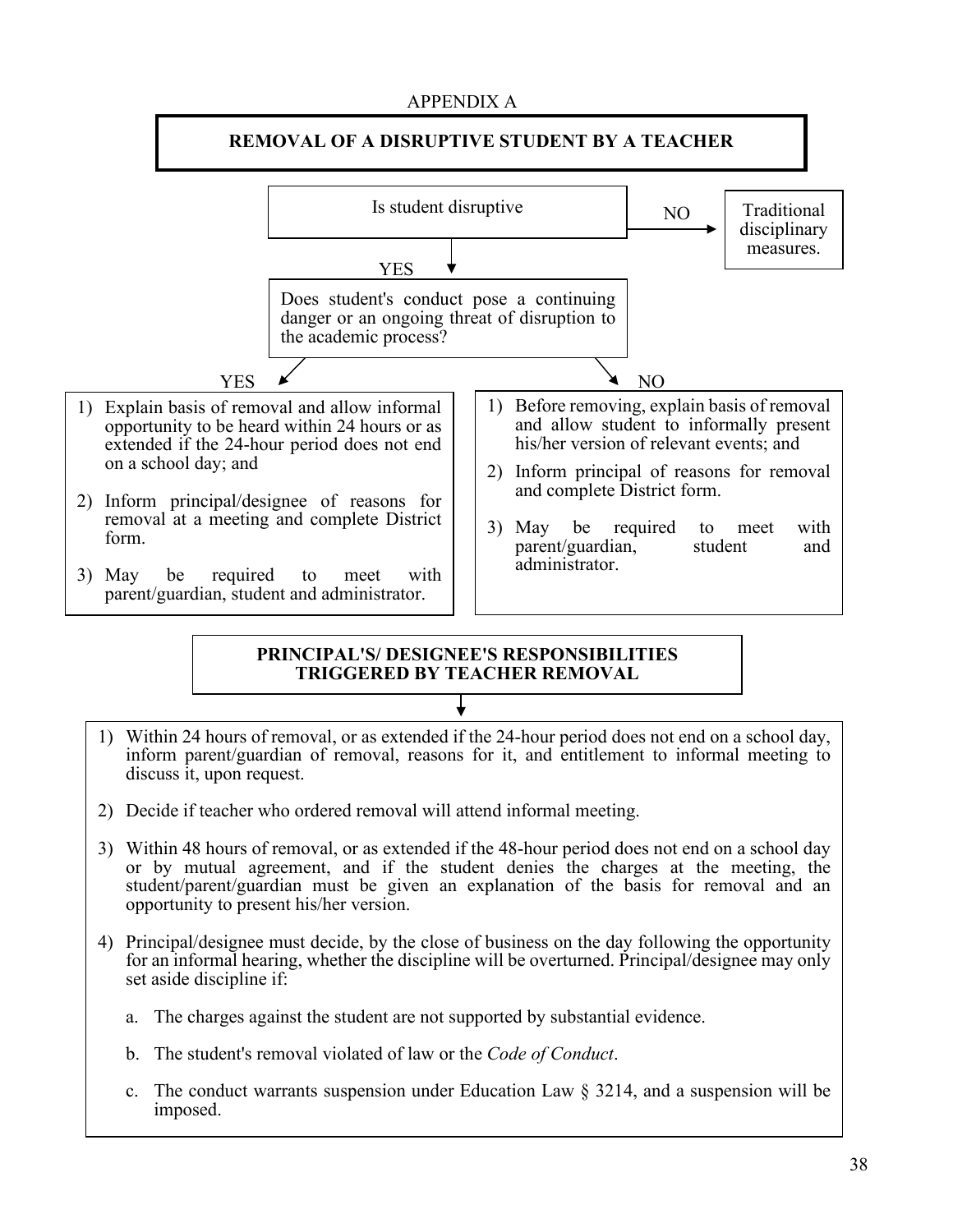APPENDIX A

## REMOVAL OF A DISRUPTIVE STUDENT BY A TEACHER

Is student disruptive

NO → Traditional disciplinary measures.

YES ↓

Does student's conduct pose a continuing danger or an ongoing threat of disruption to the academic process?

**YES**

1) Explain basis of removal and allow informal opportunity to be heard within 24 hours or as extended if the 24-hour period does not end on a school day; and
2) Inform principal/designee of reasons for removal at a meeting and complete District form.
3) May be required to meet with parent/guardian, student and administrator.

**NO**

1) Before removing, explain basis of removal and allow student to informally present his/her version of relevant events; and
2) Inform principal of reasons for removal and complete District form.
3) May be required to meet with parent/guardian, student and administrator.

### PRINCIPAL'S/ DESIGNEE'S RESPONSIBILITIES TRIGGERED BY TEACHER REMOVAL

1) Within 24 hours of removal, or as extended if the 24-hour period does not end on a school day, inform parent/guardian of removal, reasons for it, and entitlement to informal meeting to discuss it, upon request.
2) Decide if teacher who ordered removal will attend informal meeting.
3) Within 48 hours of removal, or as extended if the 48-hour period does not end on a school day or by mutual agreement, and if the student denies the charges at the meeting, the student/parent/guardian must be given an explanation of the basis for removal and an opportunity to present his/her version.
4) Principal/designee must decide, by the close of business on the day following the opportunity for an informal hearing, whether the discipline will be overturned. Principal/designee may only set aside discipline if:
   a. The charges against the student are not supported by substantial evidence.
   b. The student's removal violated of law or the *Code of Conduct*.
   c. The conduct warrants suspension under Education Law § 3214, and a suspension will be imposed.